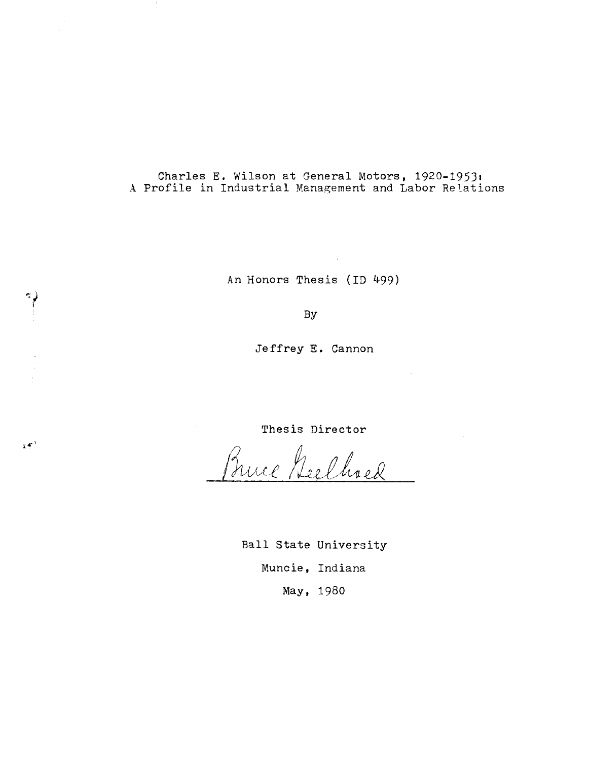# Charles E. Wilson at General Motors, 1920-1953: A Profile in Industrial Management and Labor Relations

An Honors Thesis (ID 499)

By

Jeffrey E. Cannon

Thesis Director

Bruce Geelhoed

Ball State University

Muncie, Indiana

May, 1980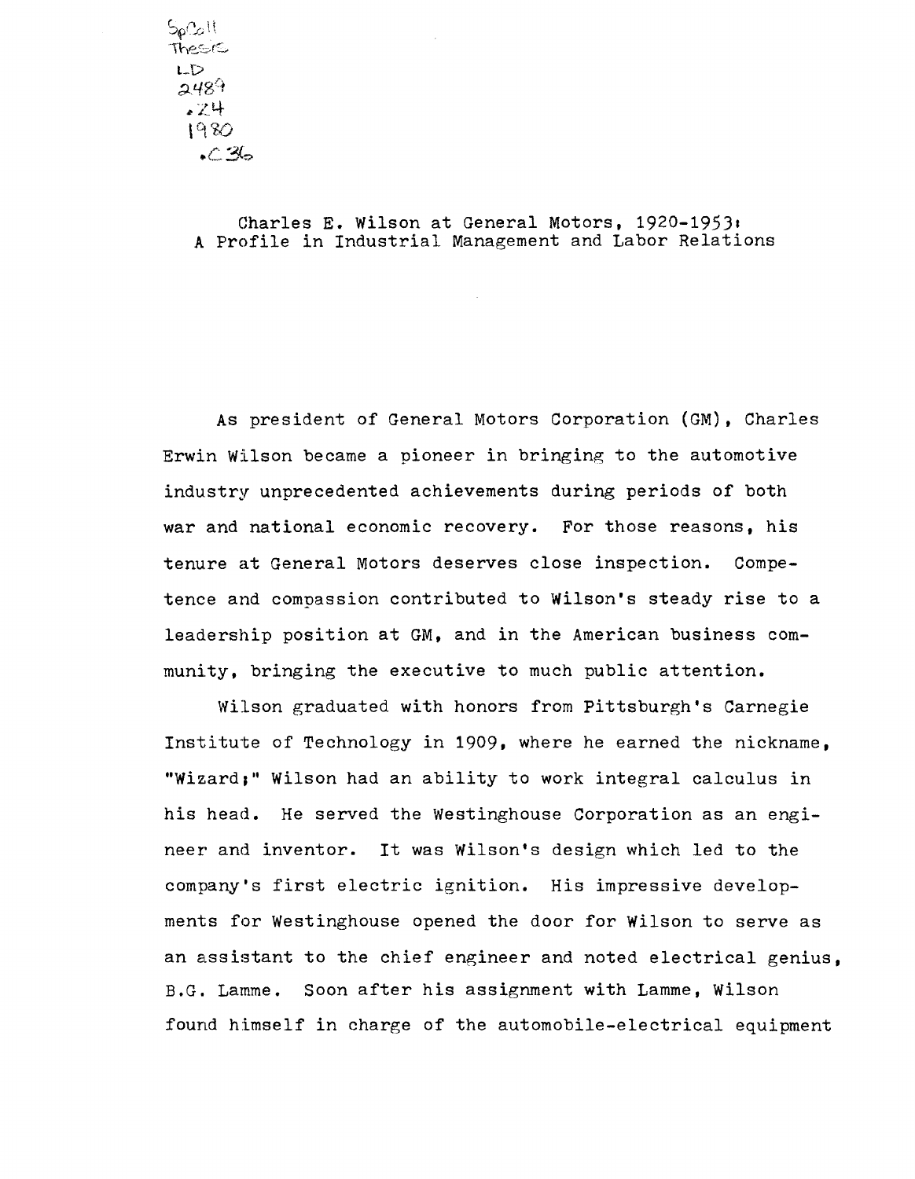SpColl
Thesis
LD
2489
.Z4
1980
.C36

Charles E. Wilson at General Motors, 1920-1953:
A Profile in Industrial Management and Labor Relations

As president of General Motors Corporation (GM), Charles Erwin Wilson became a pioneer in bringing to the automotive industry unprecedented achievements during periods of both war and national economic recovery. For those reasons, his tenure at General Motors deserves close inspection. Competence and compassion contributed to Wilson's steady rise to a leadership position at GM, and in the American business community, bringing the executive to much public attention.

Wilson graduated with honors from Pittsburgh's Carnegie Institute of Technology in 1909, where he earned the nickname, "Wizard;" Wilson had an ability to work integral calculus in his head. He served the Westinghouse Corporation as an engineer and inventor. It was Wilson's design which led to the company's first electric ignition. His impressive developments for Westinghouse opened the door for Wilson to serve as an assistant to the chief engineer and noted electrical genius, B.G. Lamme. Soon after his assignment with Lamme, Wilson found himself in charge of the automobile-electrical equipment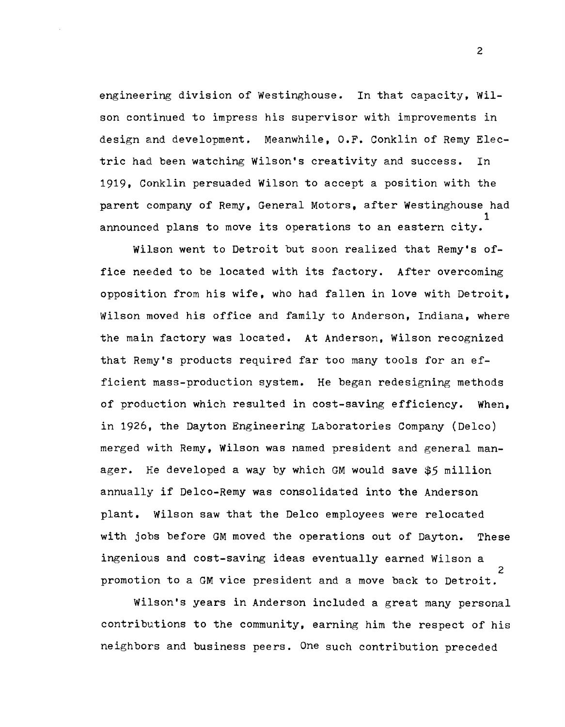engineering division of Westinghouse. In that capacity, Wilson continued to impress his supervisor with improvements in design and development. Meanwhile, O.F. Conklin of Remy Electric had been watching Wilson's creativity and success. In 1919, Conklin persuaded Wilson to accept a position with the parent company of Remy, General Motors, after Westinghouse had announced plans to move its operations to an eastern city.[1]

Wilson went to Detroit but soon realized that Remy's office needed to be located with its factory. After overcoming opposition from his wife, who had fallen in love with Detroit, Wilson moved his office and family to Anderson, Indiana, where the main factory was located. At Anderson, Wilson recognized that Remy's products required far too many tools for an efficient mass-production system. He began redesigning methods of production which resulted in cost-saving efficiency. When, in 1926, the Dayton Engineering Laboratories Company (Delco) merged with Remy, Wilson was named president and general manager. He developed a way by which GM would save $5 million annually if Delco-Remy was consolidated into the Anderson plant. Wilson saw that the Delco employees were relocated with jobs before GM moved the operations out of Dayton. These ingenious and cost-saving ideas eventually earned Wilson a promotion to a GM vice president and a move back to Detroit.[2]

Wilson's years in Anderson included a great many personal contributions to the community, earning him the respect of his neighbors and business peers. One such contribution preceded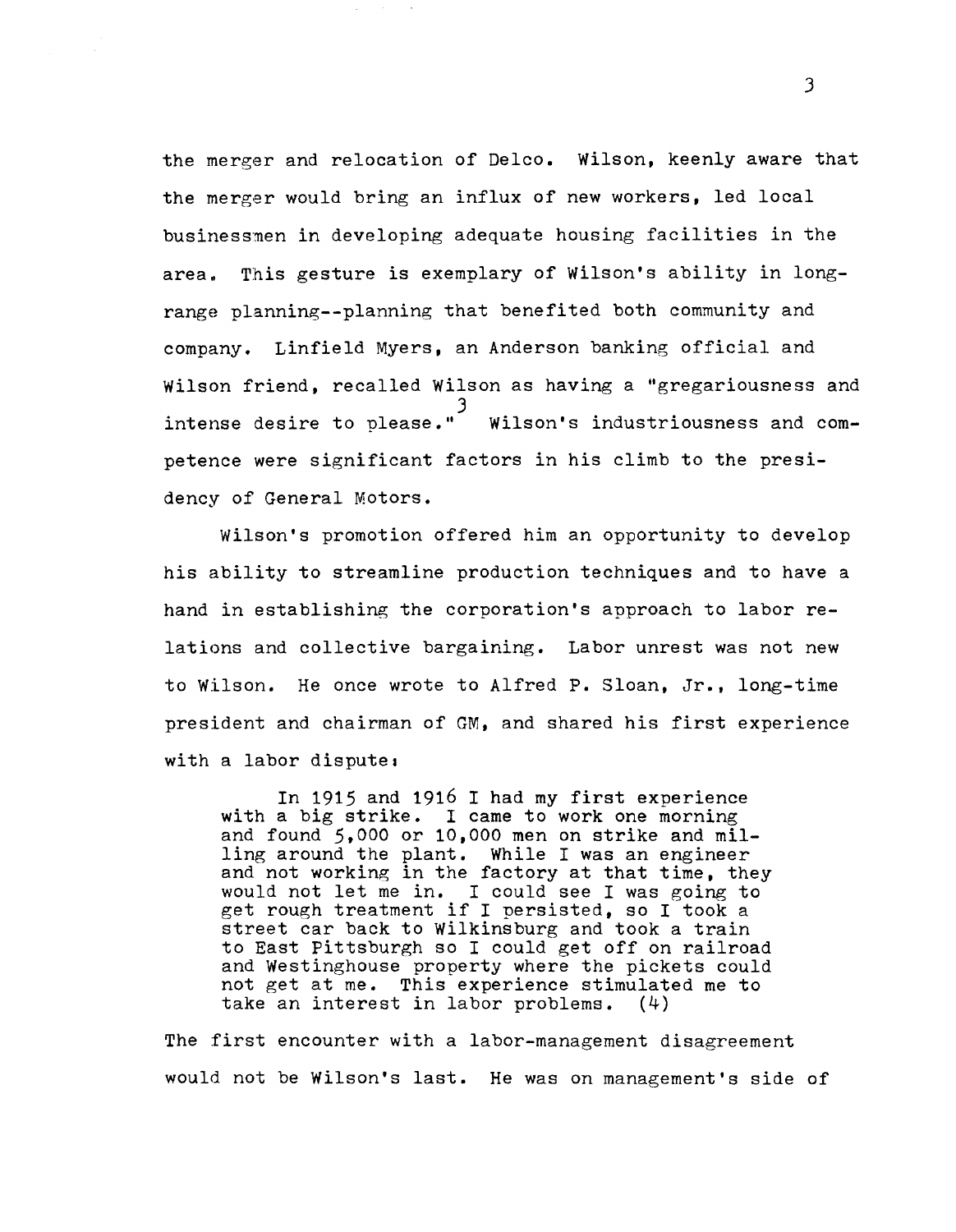the merger and relocation of Delco. Wilson, keenly aware that the merger would bring an influx of new workers, led local businessmen in developing adequate housing facilities in the area. This gesture is exemplary of Wilson's ability in long-range planning--planning that benefited both community and company. Linfield Myers, an Anderson banking official and Wilson friend, recalled Wilson as having a "gregariousness and intense desire to please."[3] Wilson's industriousness and competence were significant factors in his climb to the presidency of General Motors.

Wilson's promotion offered him an opportunity to develop his ability to streamline production techniques and to have a hand in establishing the corporation's approach to labor relations and collective bargaining. Labor unrest was not new to Wilson. He once wrote to Alfred P. Sloan, Jr., long-time president and chairman of GM, and shared his first experience with a labor dispute:

> In 1915 and 1916 I had my first experience with a big strike. I came to work one morning and found 5,000 or 10,000 men on strike and milling around the plant. While I was an engineer and not working in the factory at that time, they would not let me in. I could see I was going to get rough treatment if I persisted, so I took a street car back to Wilkinsburg and took a train to East Pittsburgh so I could get off on railroad and Westinghouse property where the pickets could not get at me. This experience stimulated me to take an interest in labor problems. (4)

The first encounter with a labor-management disagreement would not be Wilson's last. He was on management's side of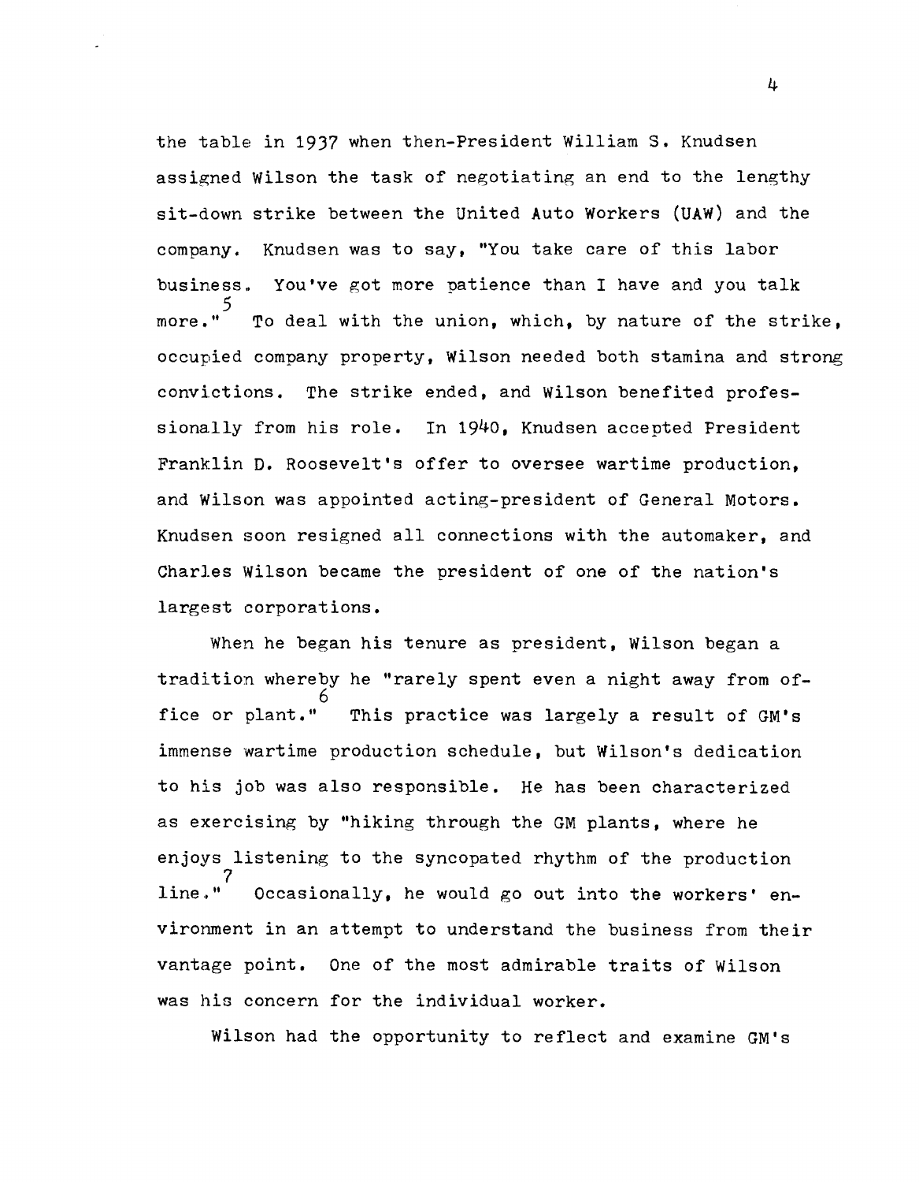the table in 1937 when then-President William S. Knudsen assigned Wilson the task of negotiating an end to the lengthy sit-down strike between the United Auto Workers (UAW) and the company. Knudsen was to say, "You take care of this labor business. You've got more patience than I have and you talk more."[5] To deal with the union, which, by nature of the strike, occupied company property, Wilson needed both stamina and strong convictions. The strike ended, and Wilson benefited professionally from his role. In 1940, Knudsen accepted President Franklin D. Roosevelt's offer to oversee wartime production, and Wilson was appointed acting-president of General Motors. Knudsen soon resigned all connections with the automaker, and Charles Wilson became the president of one of the nation's largest corporations.

When he began his tenure as president, Wilson began a tradition whereby he "rarely spent even a night away from office or plant."[6] This practice was largely a result of GM's immense wartime production schedule, but Wilson's dedication to his job was also responsible. He has been characterized as exercising by "hiking through the GM plants, where he enjoys listening to the syncopated rhythm of the production line."[7] Occasionally, he would go out into the workers' environment in an attempt to understand the business from their vantage point. One of the most admirable traits of Wilson was his concern for the individual worker.

Wilson had the opportunity to reflect and examine GM's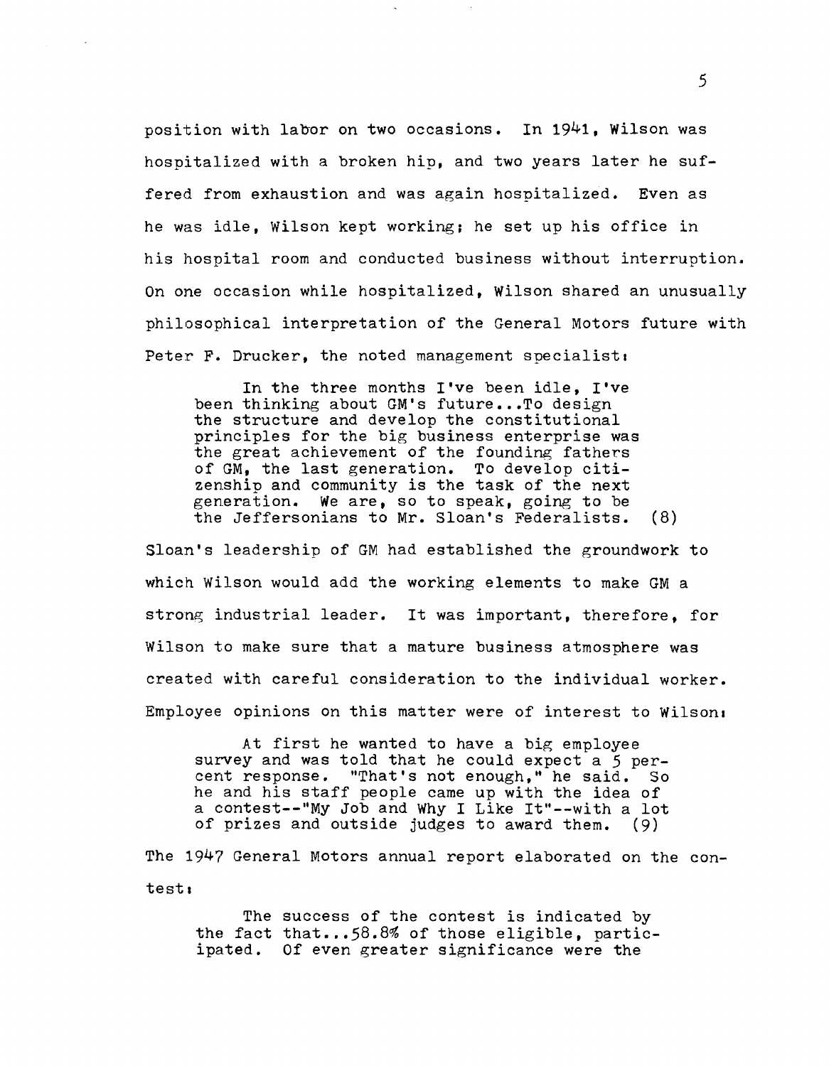position with labor on two occasions. In 1941, Wilson was hospitalized with a broken hip, and two years later he suffered from exhaustion and was again hospitalized. Even as he was idle, Wilson kept working; he set up his office in his hospital room and conducted business without interruption. On one occasion while hospitalized, Wilson shared an unusually philosophical interpretation of the General Motors future with Peter F. Drucker, the noted management specialist:

> In the three months I've been idle, I've been thinking about GM's future...To design the structure and develop the constitutional principles for the big business enterprise was the great achievement of the founding fathers of GM, the last generation. To develop citizenship and community is the task of the next generation. We are, so to speak, going to be the Jeffersonians to Mr. Sloan's Federalists. (8)

Sloan's leadership of GM had established the groundwork to which Wilson would add the working elements to make GM a strong industrial leader. It was important, therefore, for Wilson to make sure that a mature business atmosphere was created with careful consideration to the individual worker. Employee opinions on this matter were of interest to Wilson:

> At first he wanted to have a big employee survey and was told that he could expect a 5 percent response. "That's not enough," he said. So he and his staff people came up with the idea of a contest--"My Job and Why I Like It"--with a lot of prizes and outside judges to award them. (9)

The 1947 General Motors annual report elaborated on the contest:

> The success of the contest is indicated by the fact that...58.8% of those eligible, participated. Of even greater significance were the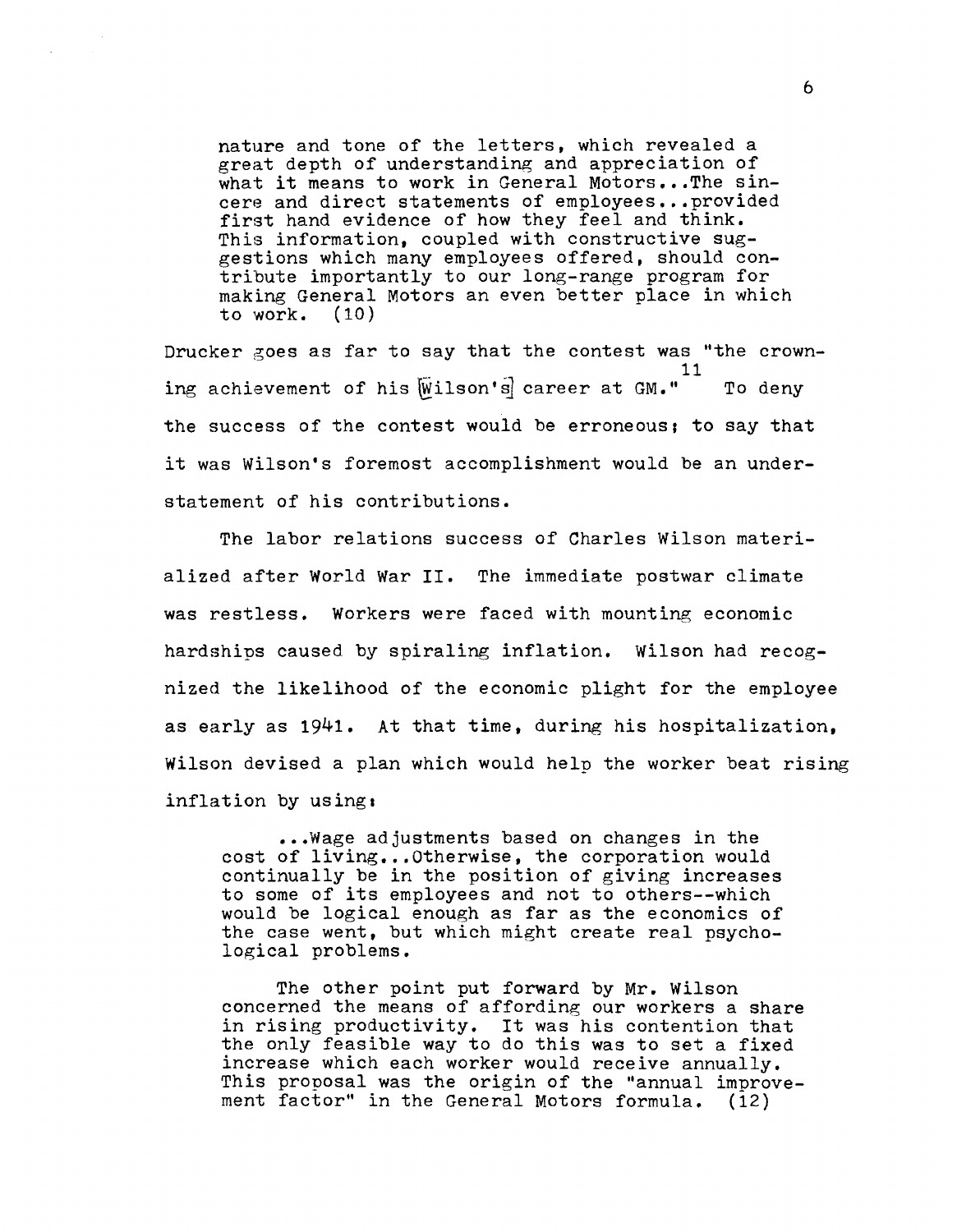> nature and tone of the letters, which revealed a great depth of understanding and appreciation of what it means to work in General Motors...The sincere and direct statements of employees...provided first hand evidence of how they feel and think. This information, coupled with constructive suggestions which many employees offered, should contribute importantly to our long-range program for making General Motors an even better place in which to work. (10)

Drucker goes as far to say that the contest was "the crowning achievement of his [Wilson's] career at GM."[11] To deny the success of the contest would be erroneous; to say that it was Wilson's foremost accomplishment would be an understatement of his contributions.

The labor relations success of Charles Wilson materialized after World War II. The immediate postwar climate was restless. Workers were faced with mounting economic hardships caused by spiraling inflation. Wilson had recognized the likelihood of the economic plight for the employee as early as 1941. At that time, during his hospitalization, Wilson devised a plan which would help the worker beat rising inflation by using:

> ...Wage adjustments based on changes in the cost of living...Otherwise, the corporation would continually be in the position of giving increases to some of its employees and not to others--which would be logical enough as far as the economics of the case went, but which might create real psychological problems.
>
> The other point put forward by Mr. Wilson concerned the means of affording our workers a share in rising productivity. It was his contention that the only feasible way to do this was to set a fixed increase which each worker would receive annually. This proposal was the origin of the "annual improvement factor" in the General Motors formula. (12)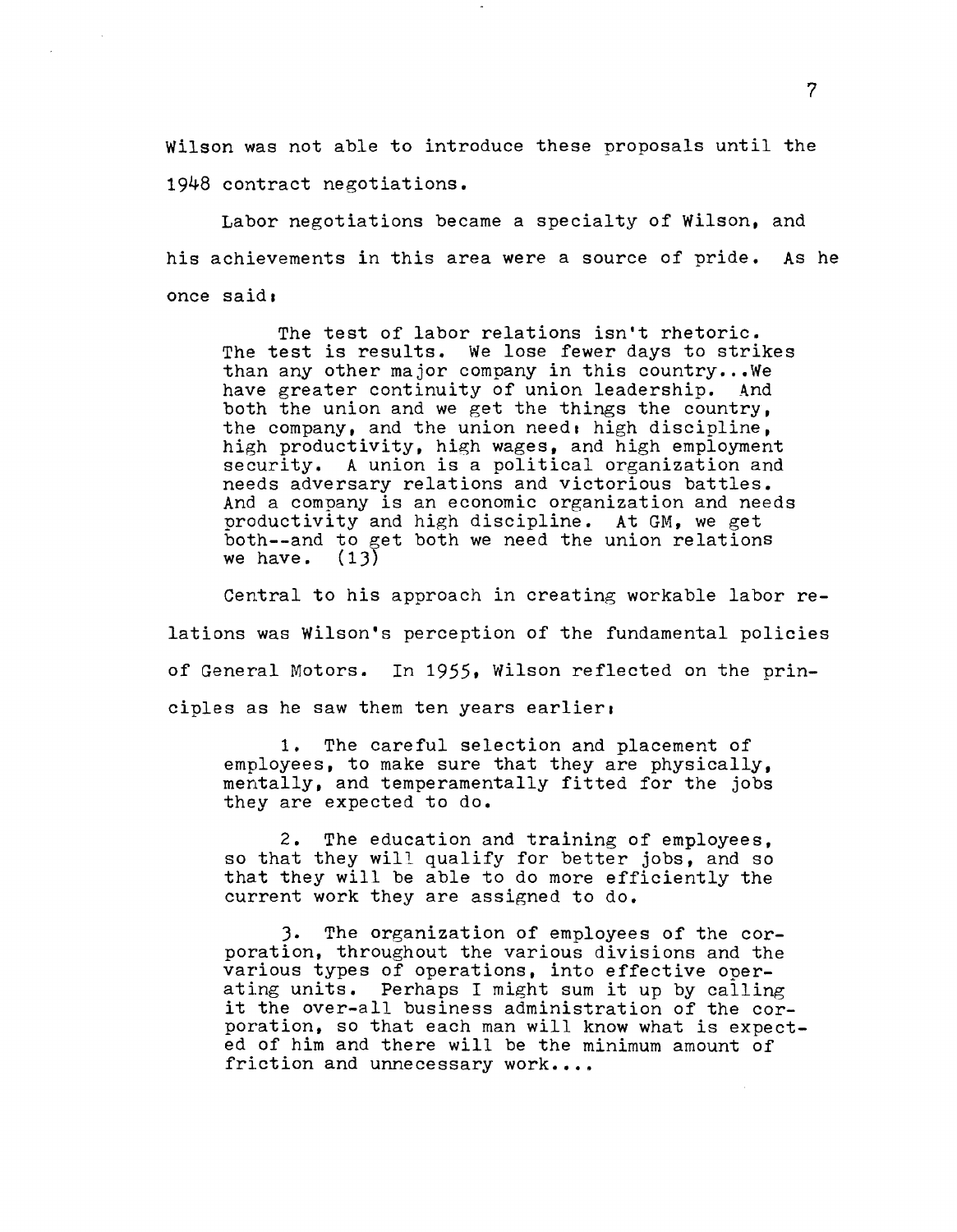Wilson was not able to introduce these proposals until the 1948 contract negotiations.

Labor negotiations became a specialty of Wilson, and his achievements in this area were a source of pride. As he once said:

> The test of labor relations isn't rhetoric. The test is results. We lose fewer days to strikes than any other major company in this country...We have greater continuity of union leadership. And both the union and we get the things the country, the company, and the union need: high discipline, high productivity, high wages, and high employment security. A union is a political organization and needs adversary relations and victorious battles. And a company is an economic organization and needs productivity and high discipline. At GM, we get both--and to get both we need the union relations we have. (13)

Central to his approach in creating workable labor relations was Wilson's perception of the fundamental policies of General Motors. In 1955, Wilson reflected on the principles as he saw them ten years earlier:

> 1. The careful selection and placement of employees, to make sure that they are physically, mentally, and temperamentally fitted for the jobs they are expected to do.
>
> 2. The education and training of employees, so that they will qualify for better jobs, and so that they will be able to do more efficiently the current work they are assigned to do.
>
> 3. The organization of employees of the corporation, throughout the various divisions and the various types of operations, into effective operating units. Perhaps I might sum it up by calling it the over-all business administration of the corporation, so that each man will know what is expected of him and there will be the minimum amount of friction and unnecessary work....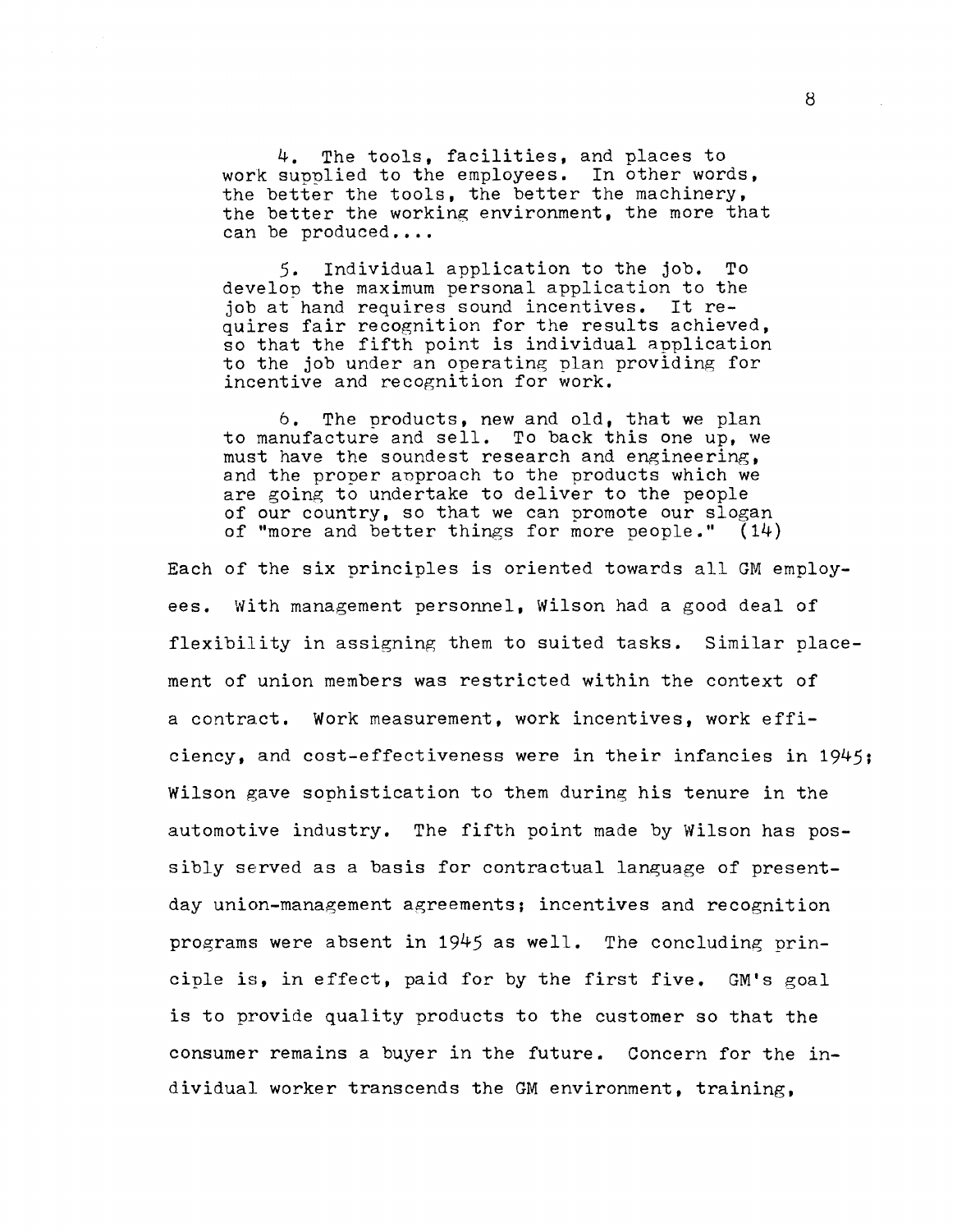> 4. The tools, facilities, and places to work supplied to the employees. In other words, the better the tools, the better the machinery, the better the working environment, the more that can be produced....
>
> 5. Individual application to the job. To develop the maximum personal application to the job at hand requires sound incentives. It requires fair recognition for the results achieved, so that the fifth point is individual application to the job under an operating plan providing for incentive and recognition for work.
>
> 6. The products, new and old, that we plan to manufacture and sell. To back this one up, we must have the soundest research and engineering, and the proper approach to the products which we are going to undertake to deliver to the people of our country, so that we can promote our slogan of "more and better things for more people." (14)

Each of the six principles is oriented towards all GM employees. With management personnel, Wilson had a good deal of flexibility in assigning them to suited tasks. Similar placement of union members was restricted within the context of a contract. Work measurement, work incentives, work efficiency, and cost-effectiveness were in their infancies in 1945; Wilson gave sophistication to them during his tenure in the automotive industry. The fifth point made by Wilson has possibly served as a basis for contractual language of present-day union-management agreements; incentives and recognition programs were absent in 1945 as well. The concluding principle is, in effect, paid for by the first five. GM's goal is to provide quality products to the customer so that the consumer remains a buyer in the future. Concern for the individual worker transcends the GM environment, training,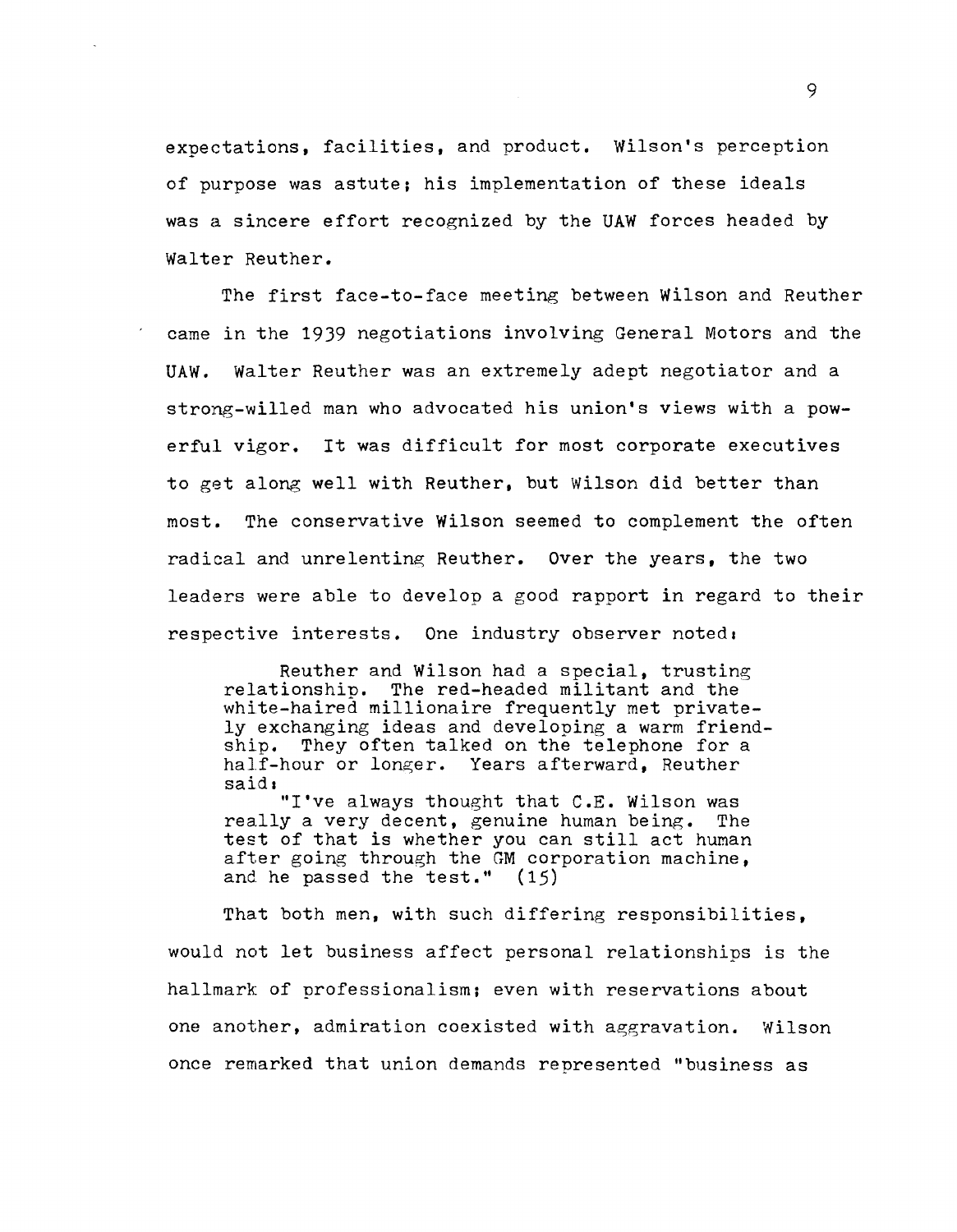expectations, facilities, and product. Wilson's perception of purpose was astute; his implementation of these ideals was a sincere effort recognized by the UAW forces headed by Walter Reuther.

The first face-to-face meeting between Wilson and Reuther came in the 1939 negotiations involving General Motors and the UAW. Walter Reuther was an extremely adept negotiator and a strong-willed man who advocated his union's views with a powerful vigor. It was difficult for most corporate executives to get along well with Reuther, but Wilson did better than most. The conservative Wilson seemed to complement the often radical and unrelenting Reuther. Over the years, the two leaders were able to develop a good rapport in regard to their respective interests. One industry observer noted:

> Reuther and Wilson had a special, trusting relationship. The red-headed militant and the white-haired millionaire frequently met privately exchanging ideas and developing a warm friendship. They often talked on the telephone for a half-hour or longer. Years afterward, Reuther said:
>
> "I've always thought that C.E. Wilson was really a very decent, genuine human being. The test of that is whether you can still act human after going through the GM corporation machine, and he passed the test." (15)

That both men, with such differing responsibilities, would not let business affect personal relationships is the hallmark of professionalism; even with reservations about one another, admiration coexisted with aggravation. Wilson once remarked that union demands represented "business as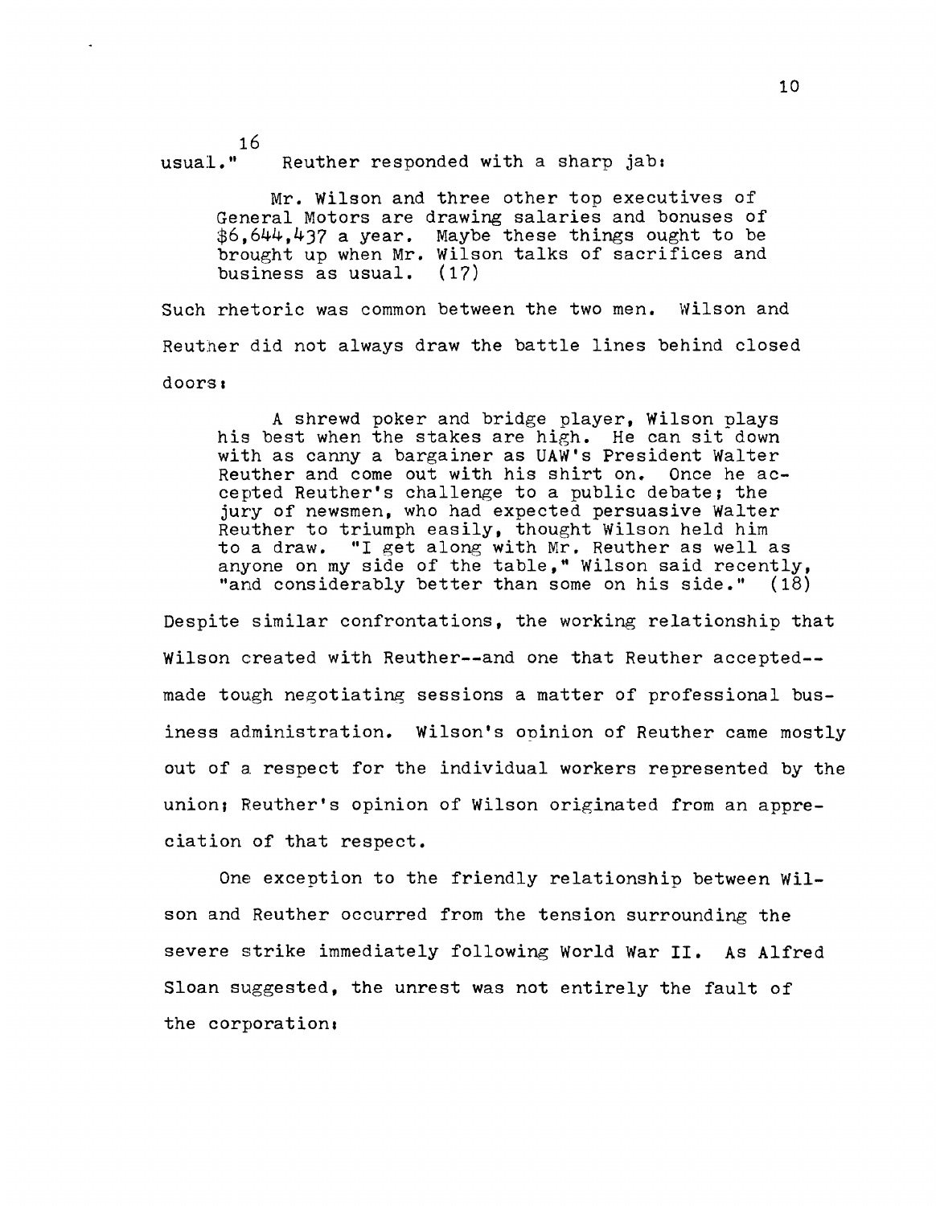usual."[16] Reuther responded with a sharp jab:

> Mr. Wilson and three other top executives of General Motors are drawing salaries and bonuses of $6,644,437 a year. Maybe these things ought to be brought up when Mr. Wilson talks of sacrifices and business as usual. (17)

Such rhetoric was common between the two men. Wilson and Reuther did not always draw the battle lines behind closed doors:

> A shrewd poker and bridge player, Wilson plays his best when the stakes are high. He can sit down with as canny a bargainer as UAW's President Walter Reuther and come out with his shirt on. Once he accepted Reuther's challenge to a public debate; the jury of newsmen, who had expected persuasive Walter Reuther to triumph easily, thought Wilson held him to a draw. "I get along with Mr. Reuther as well as anyone on my side of the table," Wilson said recently, "and considerably better than some on his side." (18)

Despite similar confrontations, the working relationship that Wilson created with Reuther--and one that Reuther accepted--made tough negotiating sessions a matter of professional business administration. Wilson's opinion of Reuther came mostly out of a respect for the individual workers represented by the union; Reuther's opinion of Wilson originated from an appreciation of that respect.

One exception to the friendly relationship between Wilson and Reuther occurred from the tension surrounding the severe strike immediately following World War II. As Alfred Sloan suggested, the unrest was not entirely the fault of the corporation: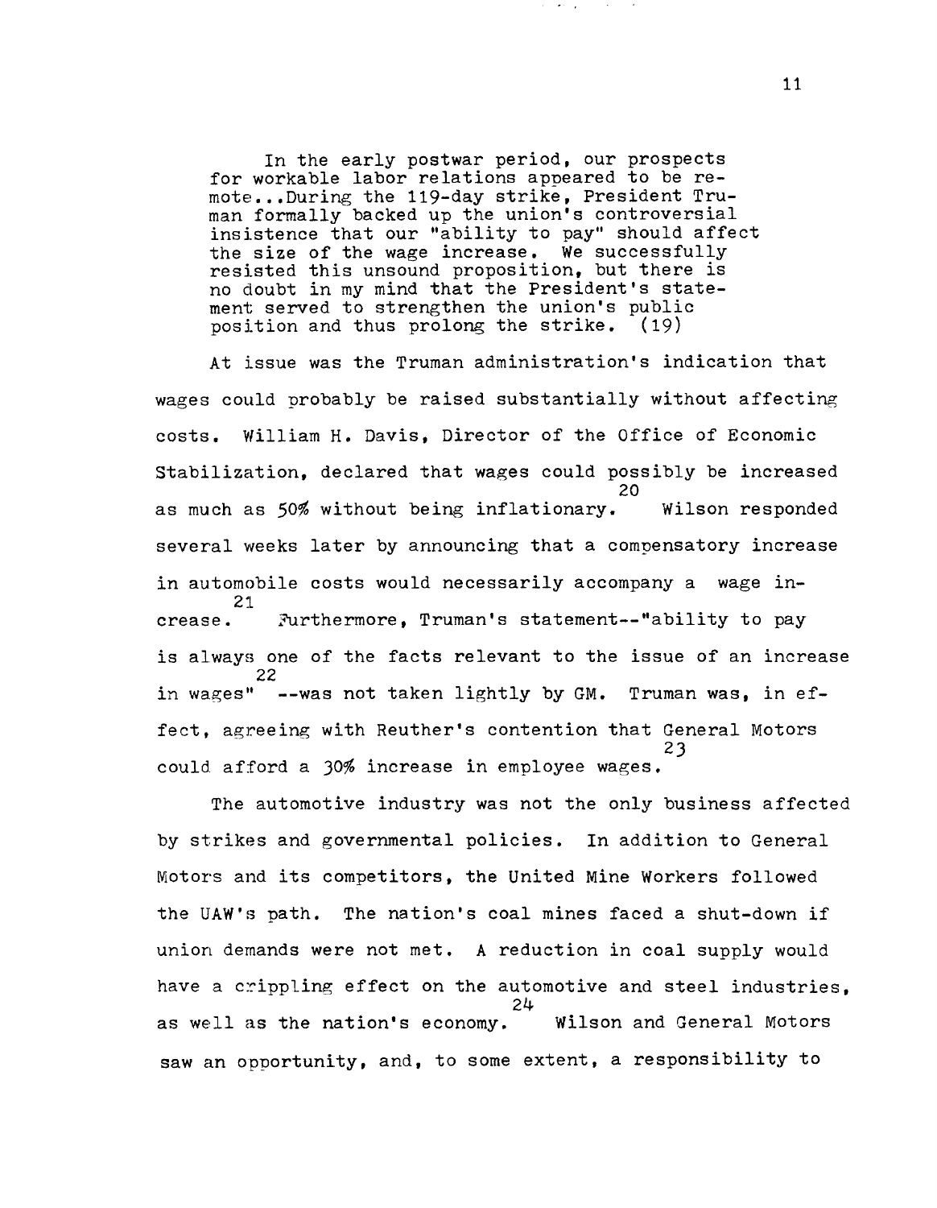> In the early postwar period, our prospects for workable labor relations appeared to be remote...During the 119-day strike, President Truman formally backed up the union's controversial insistence that our "ability to pay" should affect the size of the wage increase. We successfully resisted this unsound proposition, but there is no doubt in my mind that the President's statement served to strengthen the union's public position and thus prolong the strike. (19)

At issue was the Truman administration's indication that wages could probably be raised substantially without affecting costs. William H. Davis, Director of the Office of Economic Stabilization, declared that wages could possibly be increased as much as 50% without being inflationary.[20] Wilson responded several weeks later by announcing that a compensatory increase in automobile costs would necessarily accompany a wage increase.[21] Furthermore, Truman's statement--"ability to pay is always one of the facts relevant to the issue of an increase in wages"[22] --was not taken lightly by GM. Truman was, in effect, agreeing with Reuther's contention that General Motors could afford a 30% increase in employee wages.[23]

The automotive industry was not the only business affected by strikes and governmental policies. In addition to General Motors and its competitors, the United Mine Workers followed the UAW's path. The nation's coal mines faced a shut-down if union demands were not met. A reduction in coal supply would have a crippling effect on the automotive and steel industries, as well as the nation's economy.[24] Wilson and General Motors saw an opportunity, and, to some extent, a responsibility to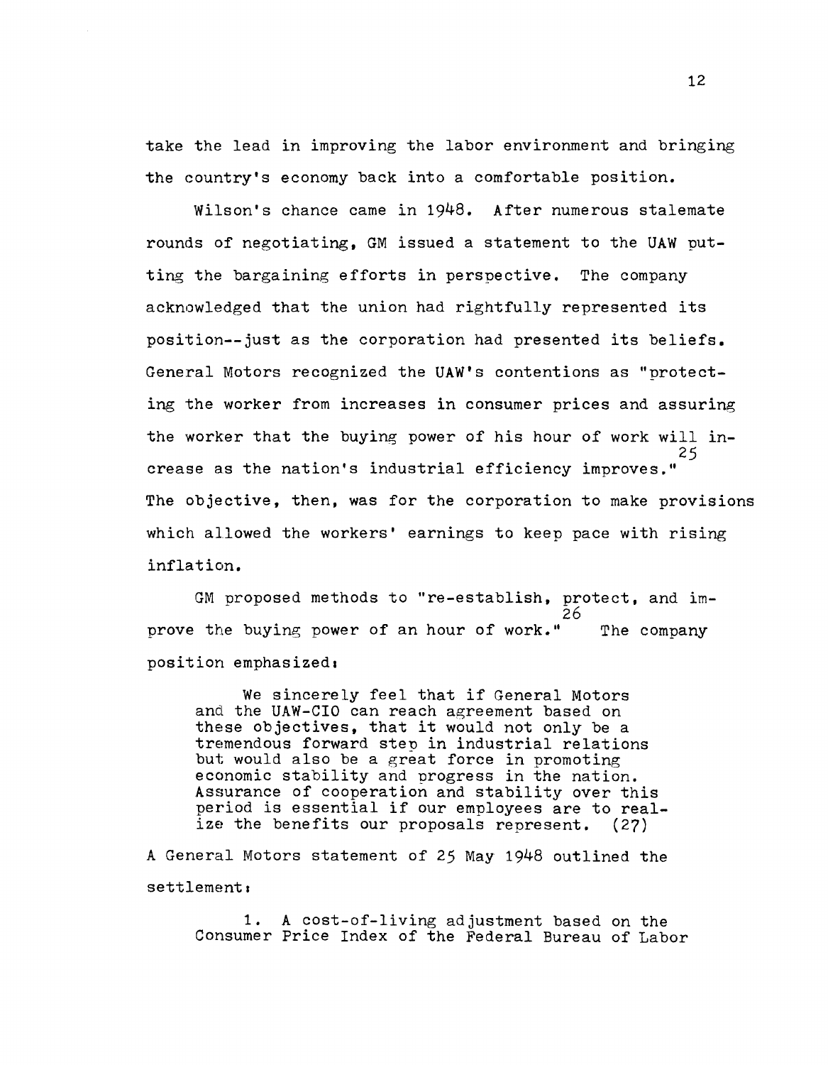take the lead in improving the labor environment and bringing the country's economy back into a comfortable position.

Wilson's chance came in 1948. After numerous stalemate rounds of negotiating, GM issued a statement to the UAW putting the bargaining efforts in perspective. The company acknowledged that the union had rightfully represented its position--just as the corporation had presented its beliefs. General Motors recognized the UAW's contentions as "protecting the worker from increases in consumer prices and assuring the worker that the buying power of his hour of work will increase as the nation's industrial efficiency improves."[25] The objective, then, was for the corporation to make provisions which allowed the workers' earnings to keep pace with rising inflation.

GM proposed methods to "re-establish, protect, and improve the buying power of an hour of work."[26] The company position emphasized:

> We sincerely feel that if General Motors and the UAW-CIO can reach agreement based on these objectives, that it would not only be a tremendous forward step in industrial relations but would also be a great force in promoting economic stability and progress in the nation. Assurance of cooperation and stability over this period is essential if our employees are to realize the benefits our proposals represent. (27)

A General Motors statement of 25 May 1948 outlined the settlement:

> 1. A cost-of-living adjustment based on the Consumer Price Index of the Federal Bureau of Labor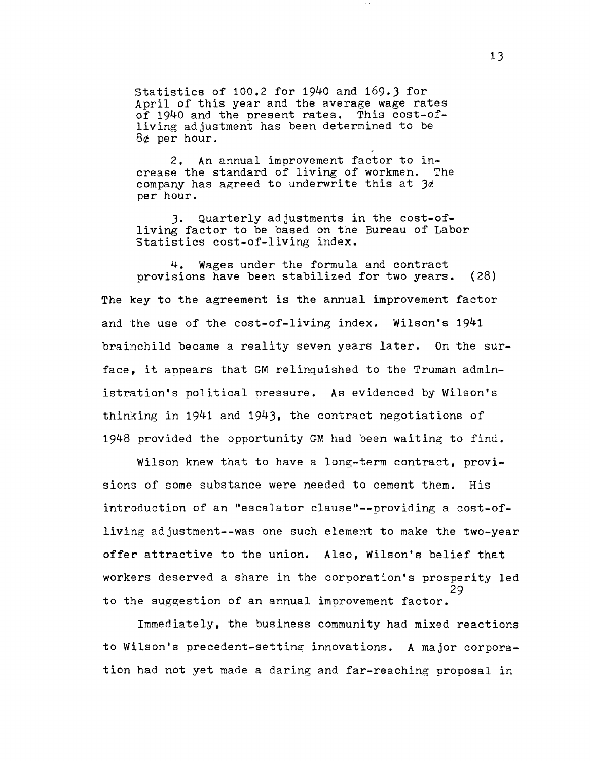Statistics of 100.2 for 1940 and 169.3 for April of this year and the average wage rates of 1940 and the present rates. This cost-of-living adjustment has been determined to be 8¢ per hour.

2. An annual improvement factor to increase the standard of living of workmen. The company has agreed to underwrite this at 3¢ per hour.

3. Quarterly adjustments in the cost-of-living factor to be based on the Bureau of Labor Statistics cost-of-living index.

4. Wages under the formula and contract provisions have been stabilized for two years. (28)

The key to the agreement is the annual improvement factor and the use of the cost-of-living index. Wilson's 1941 brainchild became a reality seven years later. On the surface, it appears that GM relinquished to the Truman administration's political pressure. As evidenced by Wilson's thinking in 1941 and 1943, the contract negotiations of 1948 provided the opportunity GM had been waiting to find.

Wilson knew that to have a long-term contract, provisions of some substance were needed to cement them. His introduction of an "escalator clause"--providing a cost-of-living adjustment--was one such element to make the two-year offer attractive to the union. Also, Wilson's belief that workers deserved a share in the corporation's prosperity led to the suggestion of an annual improvement factor.[29]

Immediately, the business community had mixed reactions to Wilson's precedent-setting innovations. A major corporation had not yet made a daring and far-reaching proposal in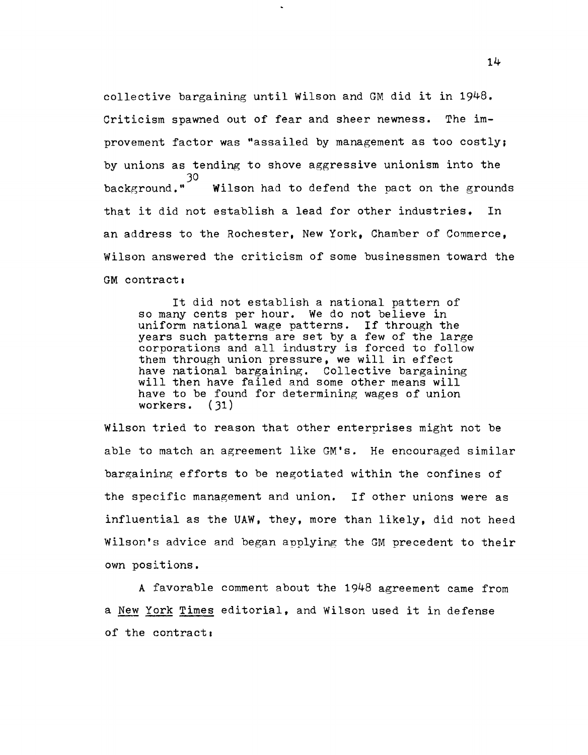collective bargaining until Wilson and GM did it in 1948. Criticism spawned out of fear and sheer newness. The improvement factor was "assailed by management as too costly; by unions as tending to shove aggressive unionism into the background."[30] Wilson had to defend the pact on the grounds that it did not establish a lead for other industries. In an address to the Rochester, New York, Chamber of Commerce, Wilson answered the criticism of some businessmen toward the GM contract:

> It did not establish a national pattern of so many cents per hour. We do not believe in uniform national wage patterns. If through the years such patterns are set by a few of the large corporations and all industry is forced to follow them through union pressure, we will in effect have national bargaining. Collective bargaining will then have failed and some other means will have to be found for determining wages of union workers. (31)

Wilson tried to reason that other enterprises might not be able to match an agreement like GM's. He encouraged similar bargaining efforts to be negotiated within the confines of the specific management and union. If other unions were as influential as the UAW, they, more than likely, did not heed Wilson's advice and began applying the GM precedent to their own positions.

A favorable comment about the 1948 agreement came from a New York Times editorial, and Wilson used it in defense of the contract: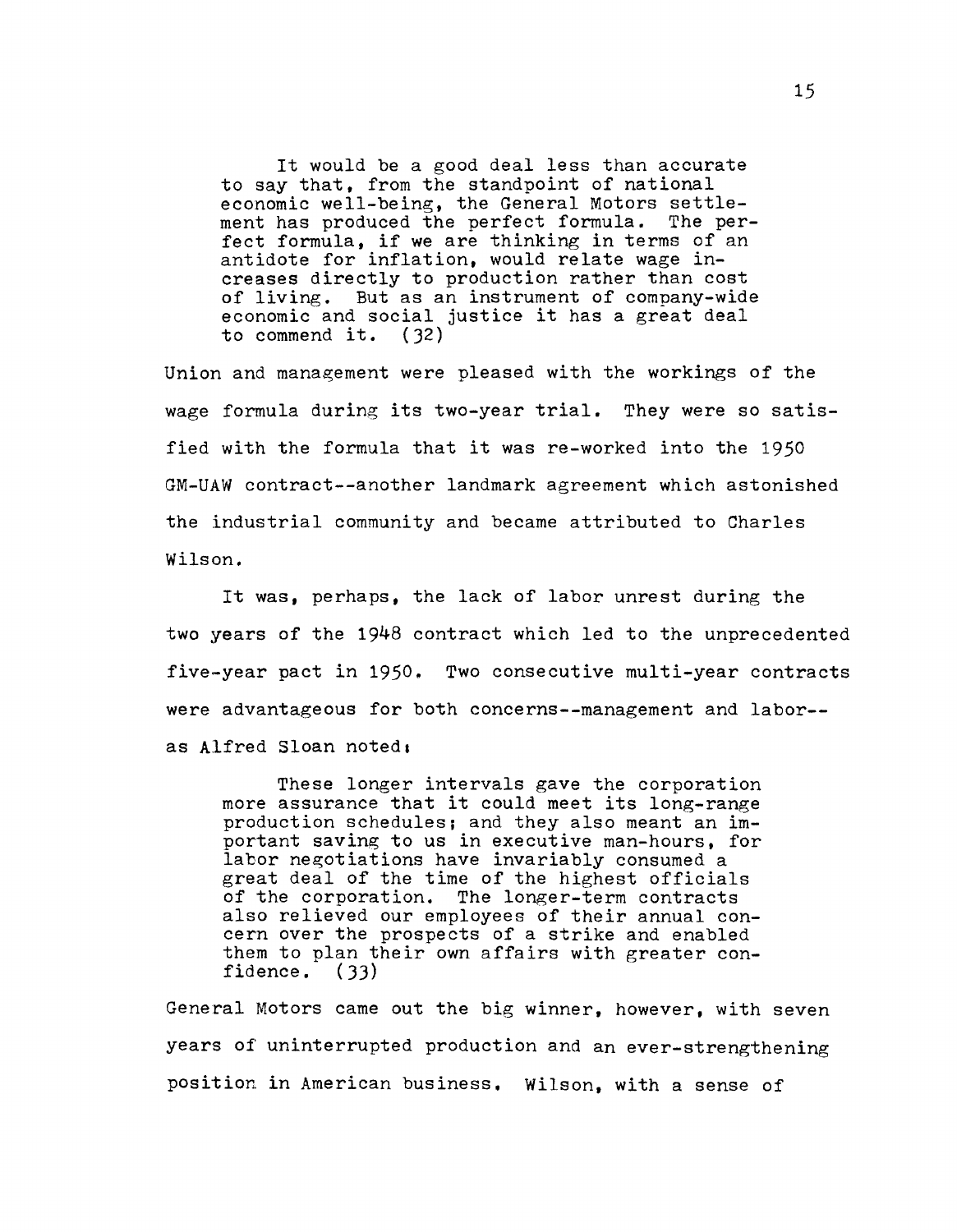> It would be a good deal less than accurate to say that, from the standpoint of national economic well-being, the General Motors settlement has produced the perfect formula. The perfect formula, if we are thinking in terms of an antidote for inflation, would relate wage increases directly to production rather than cost of living. But as an instrument of company-wide economic and social justice it has a great deal to commend it. (32)

Union and management were pleased with the workings of the wage formula during its two-year trial. They were so satisfied with the formula that it was re-worked into the 1950 GM-UAW contract--another landmark agreement which astonished the industrial community and became attributed to Charles Wilson.

It was, perhaps, the lack of labor unrest during the two years of the 1948 contract which led to the unprecedented five-year pact in 1950. Two consecutive multi-year contracts were advantageous for both concerns--management and labor--as Alfred Sloan noted:

> These longer intervals gave the corporation more assurance that it could meet its long-range production schedules; and they also meant an important saving to us in executive man-hours, for labor negotiations have invariably consumed a great deal of the time of the highest officials of the corporation. The longer-term contracts also relieved our employees of their annual concern over the prospects of a strike and enabled them to plan their own affairs with greater confidence. (33)

General Motors came out the big winner, however, with seven years of uninterrupted production and an ever-strengthening position in American business. Wilson, with a sense of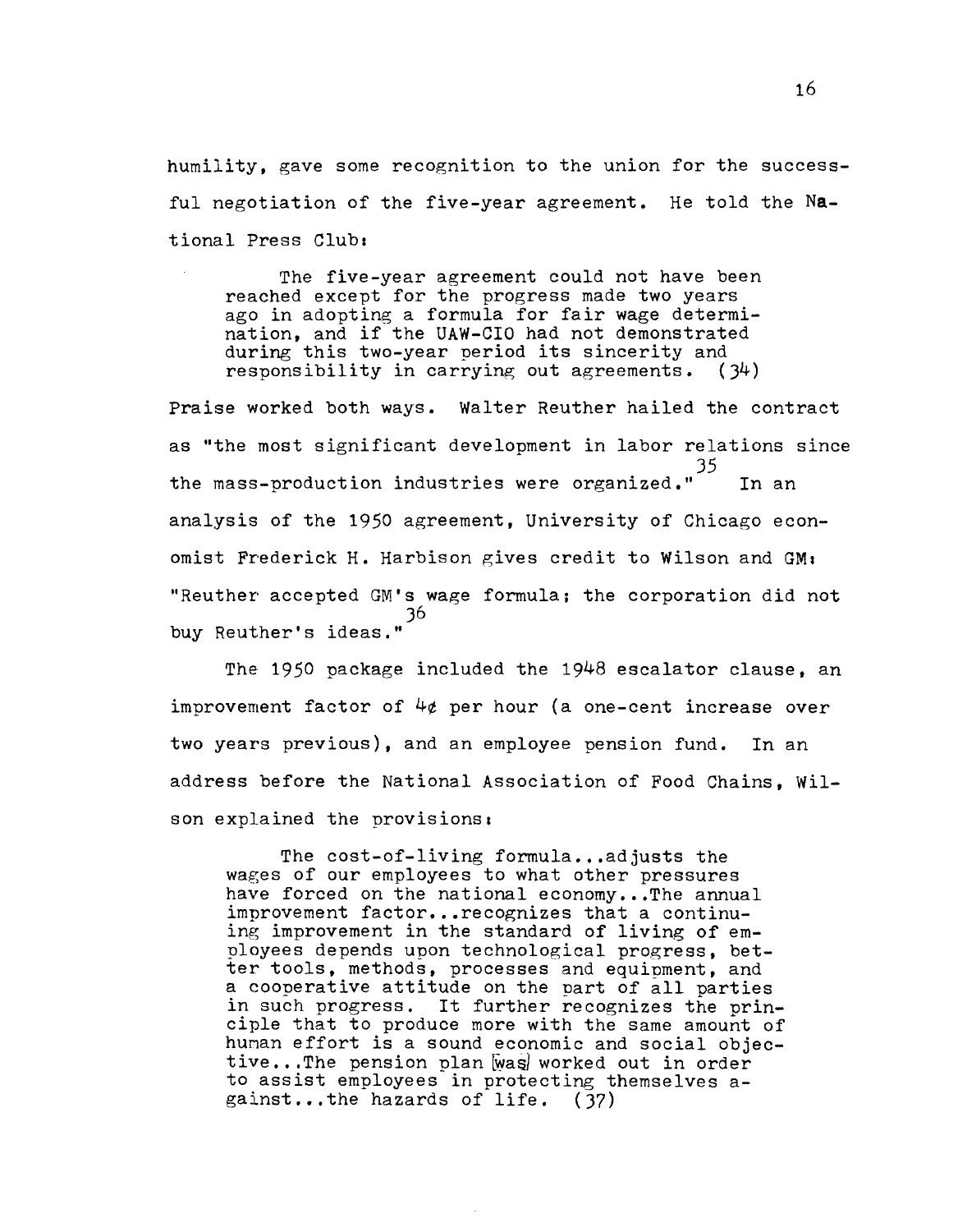humility, gave some recognition to the union for the successful negotiation of the five-year agreement. He told the National Press Club:

> The five-year agreement could not have been reached except for the progress made two years ago in adopting a formula for fair wage determination, and if the UAW-CIO had not demonstrated during this two-year period its sincerity and responsibility in carrying out agreements. (34)

Praise worked both ways. Walter Reuther hailed the contract as "the most significant development in labor relations since the mass-production industries were organized."[35] In an analysis of the 1950 agreement, University of Chicago economist Frederick H. Harbison gives credit to Wilson and GM: "Reuther accepted GM's wage formula; the corporation did not buy Reuther's ideas."[36]

The 1950 package included the 1948 escalator clause, an improvement factor of 4¢ per hour (a one-cent increase over two years previous), and an employee pension fund. In an address before the National Association of Food Chains, Wilson explained the provisions:

> The cost-of-living formula...adjusts the wages of our employees to what other pressures have forced on the national economy...The annual improvement factor...recognizes that a continuing improvement in the standard of living of employees depends upon technological progress, better tools, methods, processes and equipment, and a cooperative attitude on the part of all parties in such progress. It further recognizes the principle that to produce more with the same amount of human effort is a sound economic and social objective...The pension plan [was] worked out in order to assist employees in protecting themselves against...the hazards of life. (37)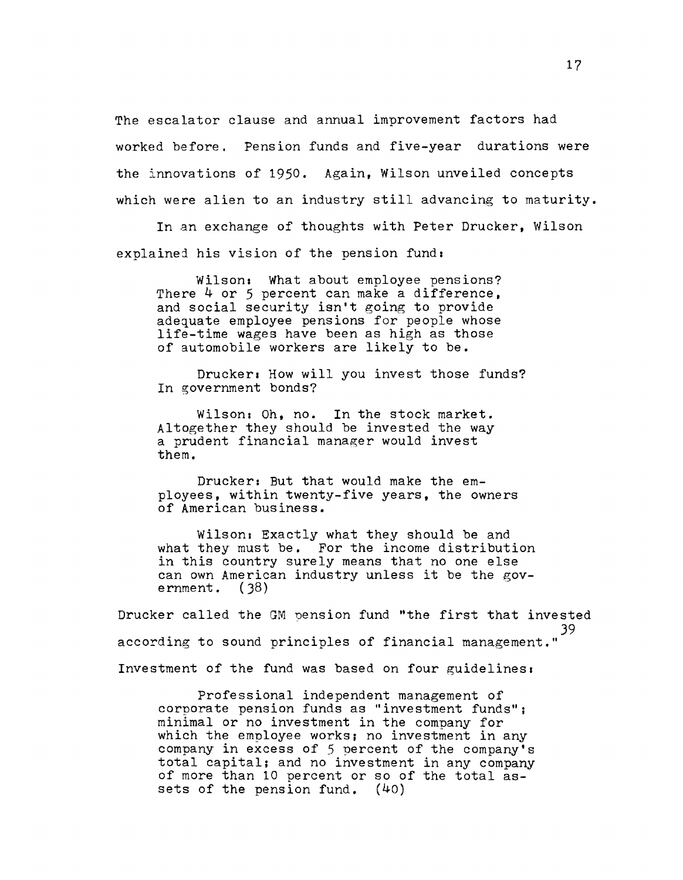The escalator clause and annual improvement factors had worked before. Pension funds and five-year durations were the innovations of 1950. Again, Wilson unveiled concepts which were alien to an industry still advancing to maturity.

In an exchange of thoughts with Peter Drucker, Wilson explained his vision of the pension fund:

> Wilson: What about employee pensions? There 4 or 5 percent can make a difference, and social security isn't going to provide adequate employee pensions for people whose life-time wages have been as high as those of automobile workers are likely to be.
>
> Drucker: How will you invest those funds? In government bonds?
>
> Wilson: Oh, no. In the stock market. Altogether they should be invested the way a prudent financial manager would invest them.
>
> Drucker: But that would make the employees, within twenty-five years, the owners of American business.
>
> Wilson: Exactly what they should be and what they must be. For the income distribution in this country surely means that no one else can own American industry unless it be the government. (38)

Drucker called the GM pension fund "the first that invested according to sound principles of financial management."[39] Investment of the fund was based on four guidelines:

> Professional independent management of corporate pension funds as "investment funds"; minimal or no investment in the company for which the employee works; no investment in any company in excess of 5 percent of the company's total capital; and no investment in any company of more than 10 percent or so of the total assets of the pension fund. (40)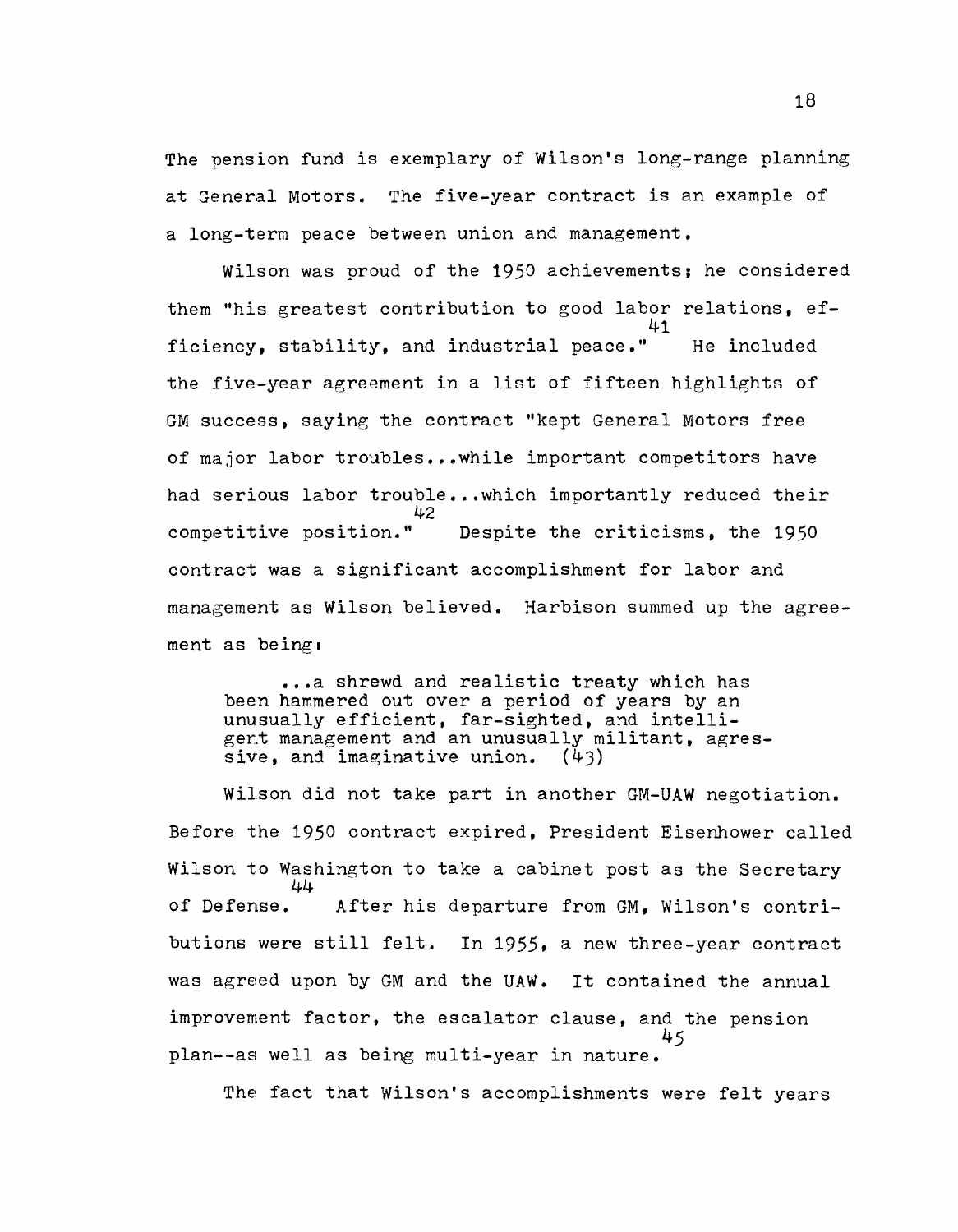The pension fund is exemplary of Wilson's long-range planning at General Motors. The five-year contract is an example of a long-term peace between union and management.

Wilson was proud of the 1950 achievements; he considered them "his greatest contribution to good labor relations, efficiency, stability, and industrial peace."[41] He included the five-year agreement in a list of fifteen highlights of GM success, saying the contract "kept General Motors free of major labor troubles...while important competitors have had serious labor trouble...which importantly reduced their competitive position."[42] Despite the criticisms, the 1950 contract was a significant accomplishment for labor and management as Wilson believed. Harbison summed up the agreement as being:

> ...a shrewd and realistic treaty which has been hammered out over a period of years by an unusually efficient, far-sighted, and intelligent management and an unusually militant, agressive, and imaginative union. (43)

Wilson did not take part in another GM-UAW negotiation. Before the 1950 contract expired, President Eisenhower called Wilson to Washington to take a cabinet post as the Secretary of Defense.[44] After his departure from GM, Wilson's contributions were still felt. In 1955, a new three-year contract was agreed upon by GM and the UAW. It contained the annual improvement factor, the escalator clause, and the pension plan--as well as being multi-year in nature.[45]

The fact that Wilson's accomplishments were felt years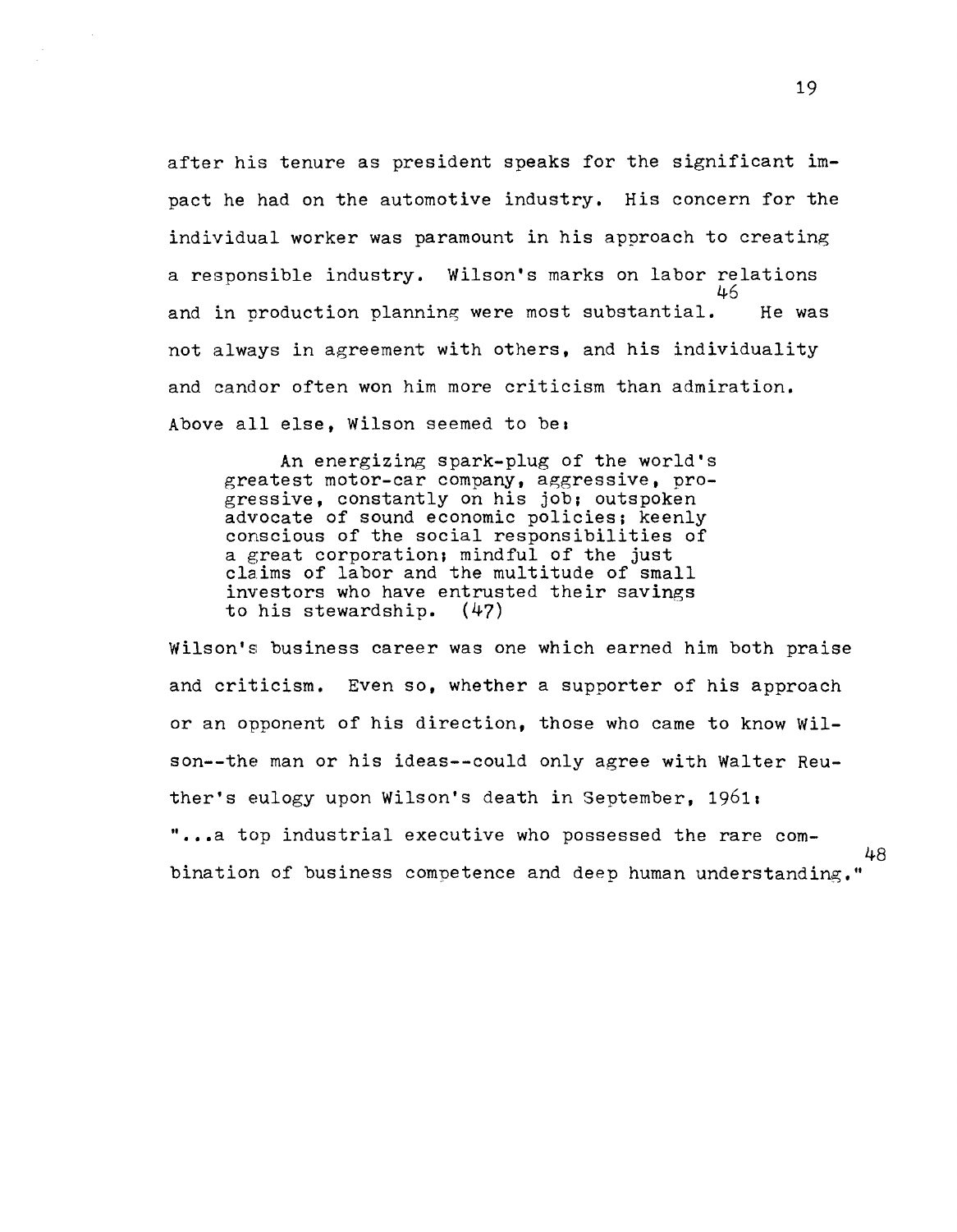after his tenure as president speaks for the significant impact he had on the automotive industry. His concern for the individual worker was paramount in his approach to creating a responsible industry. Wilson's marks on labor relations and in production planning were most substantial.[46] He was not always in agreement with others, and his individuality and candor often won him more criticism than admiration. Above all else, Wilson seemed to be:

> An energizing spark-plug of the world's greatest motor-car company, aggressive, progressive, constantly on his job; outspoken advocate of sound economic policies; keenly conscious of the social responsibilities of a great corporation; mindful of the just claims of labor and the multitude of small investors who have entrusted their savings to his stewardship. (47)

Wilson's business career was one which earned him both praise and criticism. Even so, whether a supporter of his approach or an opponent of his direction, those who came to know Wilson--the man or his ideas--could only agree with Walter Reuther's eulogy upon Wilson's death in September, 1961:

"...a top industrial executive who possessed the rare combination of business competence and deep human understanding."[48]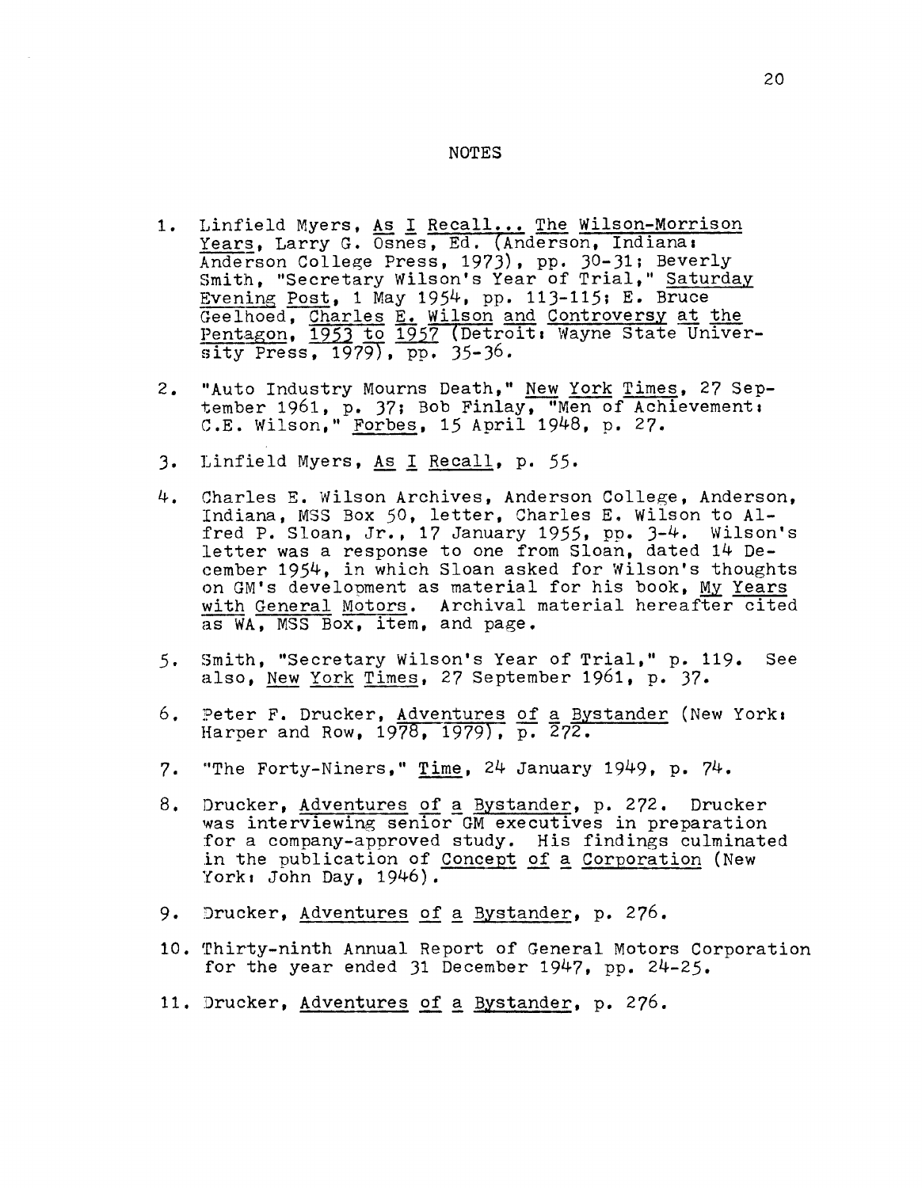## NOTES

1. Linfield Myers, *As I Recall... The Wilson-Morrison Years*, Larry G. Osnes, Ed. (Anderson, Indiana: Anderson College Press, 1973), pp. 30-31; Beverly Smith, "Secretary Wilson's Year of Trial," *Saturday Evening Post*, 1 May 1954, pp. 113-115; E. Bruce Geelhoed, *Charles E. Wilson and Controversy at the Pentagon, 1953 to 1957* (Detroit: Wayne State University Press, 1979), pp. 35-36.

2. "Auto Industry Mourns Death," *New York Times*, 27 September 1961, p. 37; Bob Finlay, "Men of Achievement: C.E. Wilson," *Forbes*, 15 April 1948, p. 27.

3. Linfield Myers, *As I Recall*, p. 55.

4. Charles E. Wilson Archives, Anderson College, Anderson, Indiana, MSS Box 50, letter, Charles E. Wilson to Alfred P. Sloan, Jr., 17 January 1955, pp. 3-4. Wilson's letter was a response to one from Sloan, dated 14 December 1954, in which Sloan asked for Wilson's thoughts on GM's development as material for his book, *My Years with General Motors*. Archival material hereafter cited as WA, MSS Box, item, and page.

5. Smith, "Secretary Wilson's Year of Trial," p. 119. See also, *New York Times*, 27 September 1961, p. 37.

6. Peter F. Drucker, *Adventures of a Bystander* (New York: Harper and Row, 1978, 1979), p. 272.

7. "The Forty-Niners," *Time*, 24 January 1949, p. 74.

8. Drucker, *Adventures of a Bystander*, p. 272. Drucker was interviewing senior GM executives in preparation for a company-approved study. His findings culminated in the publication of *Concept of a Corporation* (New York: John Day, 1946).

9. Drucker, *Adventures of a Bystander*, p. 276.

10. Thirty-ninth Annual Report of General Motors Corporation for the year ended 31 December 1947, pp. 24-25.

11. Drucker, *Adventures of a Bystander*, p. 276.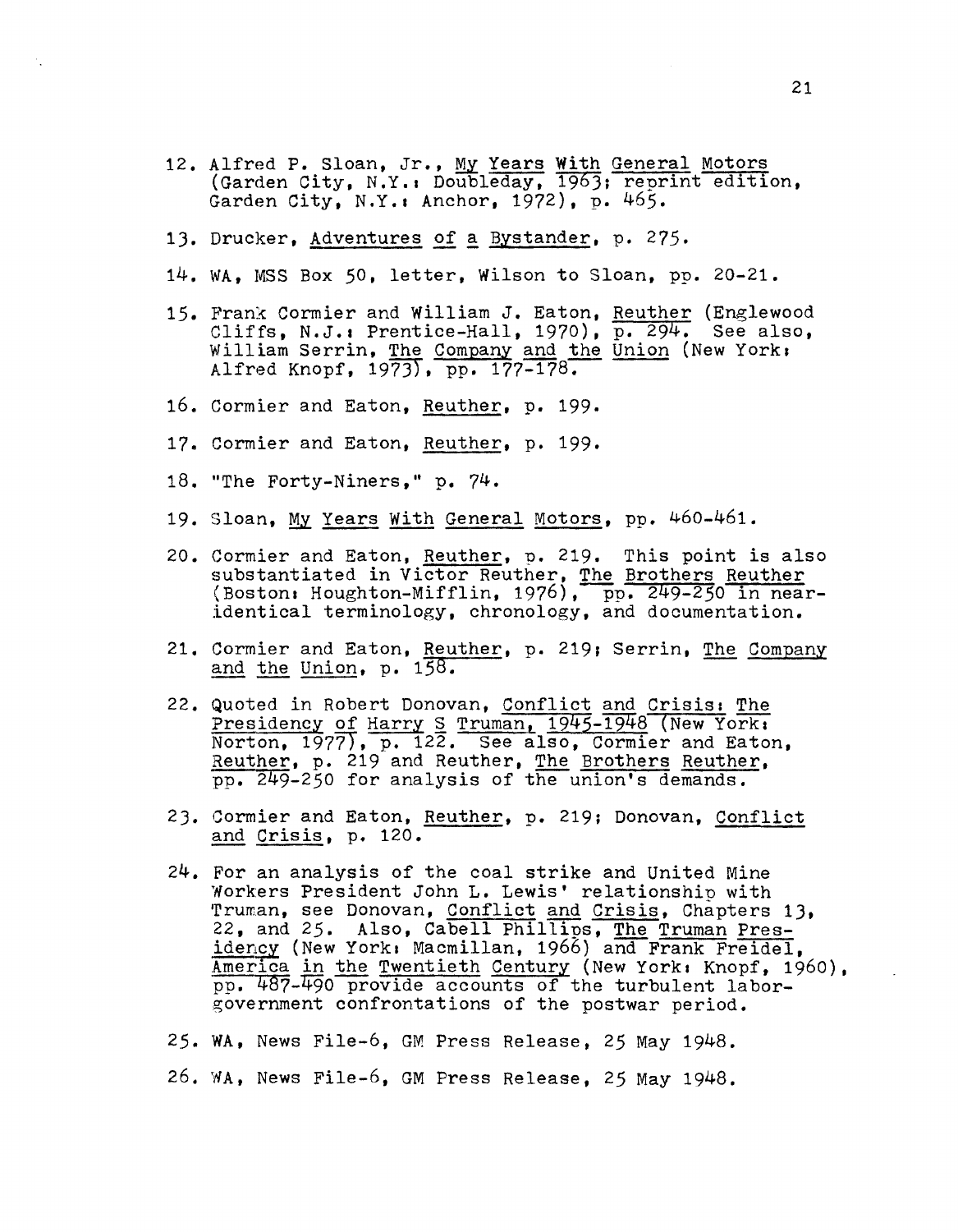12. Alfred P. Sloan, Jr., My Years With General Motors (Garden City, N.Y.: Doubleday, 1963; reprint edition, Garden City, N.Y.: Anchor, 1972), p. 465.

13. Drucker, Adventures of a Bystander, p. 275.

14. WA, MSS Box 50, letter, Wilson to Sloan, pp. 20-21.

15. Frank Cormier and William J. Eaton, Reuther (Englewood Cliffs, N.J.: Prentice-Hall, 1970), p. 294. See also, William Serrin, The Company and the Union (New York: Alfred Knopf, 1973), pp. 177-178.

16. Cormier and Eaton, Reuther, p. 199.

17. Cormier and Eaton, Reuther, p. 199.

18. "The Forty-Niners," p. 74.

19. Sloan, My Years With General Motors, pp. 460-461.

20. Cormier and Eaton, Reuther, p. 219. This point is also substantiated in Victor Reuther, The Brothers Reuther (Boston: Houghton-Mifflin, 1976), pp. 249-250 in near-identical terminology, chronology, and documentation.

21. Cormier and Eaton, Reuther, p. 219; Serrin, The Company and the Union, p. 158.

22. Quoted in Robert Donovan, Conflict and Crisis: The Presidency of Harry S Truman, 1945-1948 (New York: Norton, 1977), p. 122. See also, Cormier and Eaton, Reuther, p. 219 and Reuther, The Brothers Reuther, pp. 249-250 for analysis of the union's demands.

23. Cormier and Eaton, Reuther, p. 219; Donovan, Conflict and Crisis, p. 120.

24. For an analysis of the coal strike and United Mine Workers President John L. Lewis' relationship with Truman, see Donovan, Conflict and Crisis, Chapters 13, 22, and 25. Also, Cabell Phillips, The Truman Presidency (New York: Macmillan, 1966) and Frank Freidel, America in the Twentieth Century (New York: Knopf, 1960), pp. 487-490 provide accounts of the turbulent labor-government confrontations of the postwar period.

25. WA, News File-6, GM Press Release, 25 May 1948.

26. WA, News File-6, GM Press Release, 25 May 1948.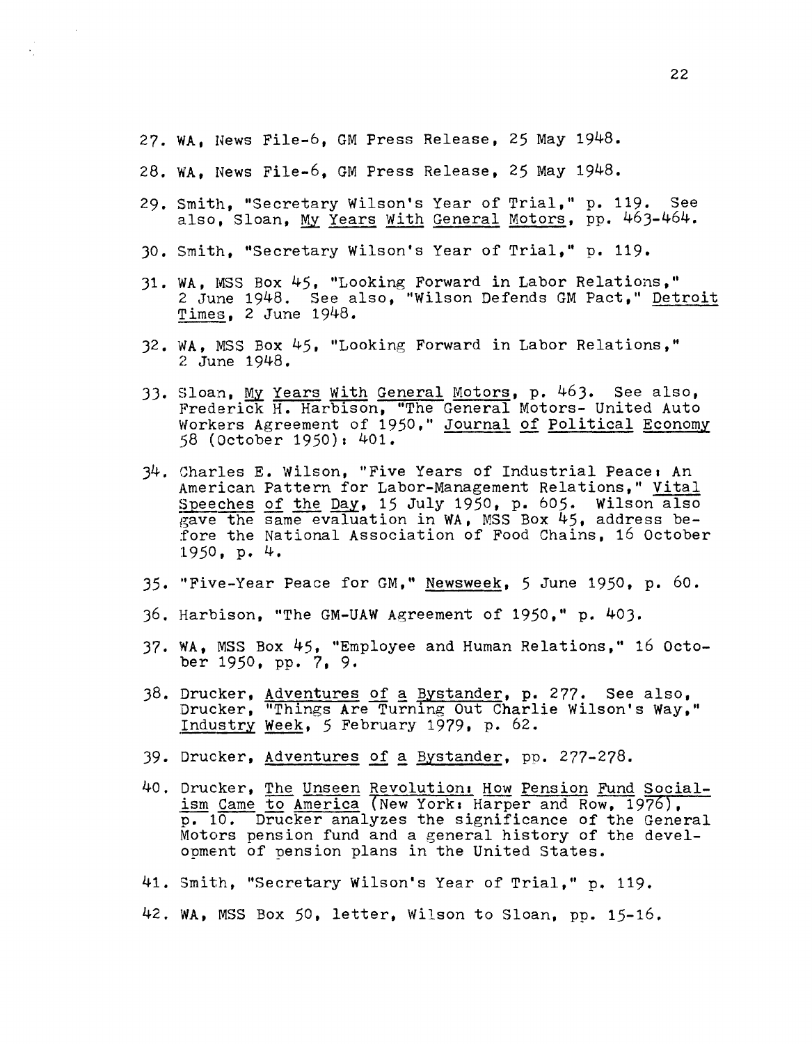27. WA, News File-6, GM Press Release, 25 May 1948.

28. WA, News File-6, GM Press Release, 25 May 1948.

29. Smith, "Secretary Wilson's Year of Trial," p. 119. See also, Sloan, *My Years With General Motors*, pp. 463-464.

30. Smith, "Secretary Wilson's Year of Trial," p. 119.

31. WA, MSS Box 45, "Looking Forward in Labor Relations," 2 June 1948. See also, "Wilson Defends GM Pact," *Detroit Times*, 2 June 1948.

32. WA, MSS Box 45, "Looking Forward in Labor Relations," 2 June 1948.

33. Sloan, *My Years With General Motors*, p. 463. See also, Frederick H. Harbison, "The General Motors- United Auto Workers Agreement of 1950," *Journal of Political Economy* 58 (October 1950): 401.

34. Charles E. Wilson, "Five Years of Industrial Peace: An American Pattern for Labor-Management Relations," *Vital Speeches of the Day*, 15 July 1950, p. 605. Wilson also gave the same evaluation in WA, MSS Box 45, address before the National Association of Food Chains, 16 October 1950, p. 4.

35. "Five-Year Peace for GM," *Newsweek*, 5 June 1950, p. 60.

36. Harbison, "The GM-UAW Agreement of 1950," p. 403.

37. WA, MSS Box 45, "Employee and Human Relations," 16 October 1950, pp. 7, 9.

38. Drucker, *Adventures of a Bystander*, p. 277. See also, Drucker, "Things Are Turning Out Charlie Wilson's Way," *Industry Week*, 5 February 1979, p. 62.

39. Drucker, *Adventures of a Bystander*, pp. 277-278.

40. Drucker, *The Unseen Revolution: How Pension Fund Socialism Came to America* (New York: Harper and Row, 1976), p. 10. Drucker analyzes the significance of the General Motors pension fund and a general history of the development of pension plans in the United States.

41. Smith, "Secretary Wilson's Year of Trial," p. 119.

42. WA, MSS Box 50, letter, Wilson to Sloan, pp. 15-16.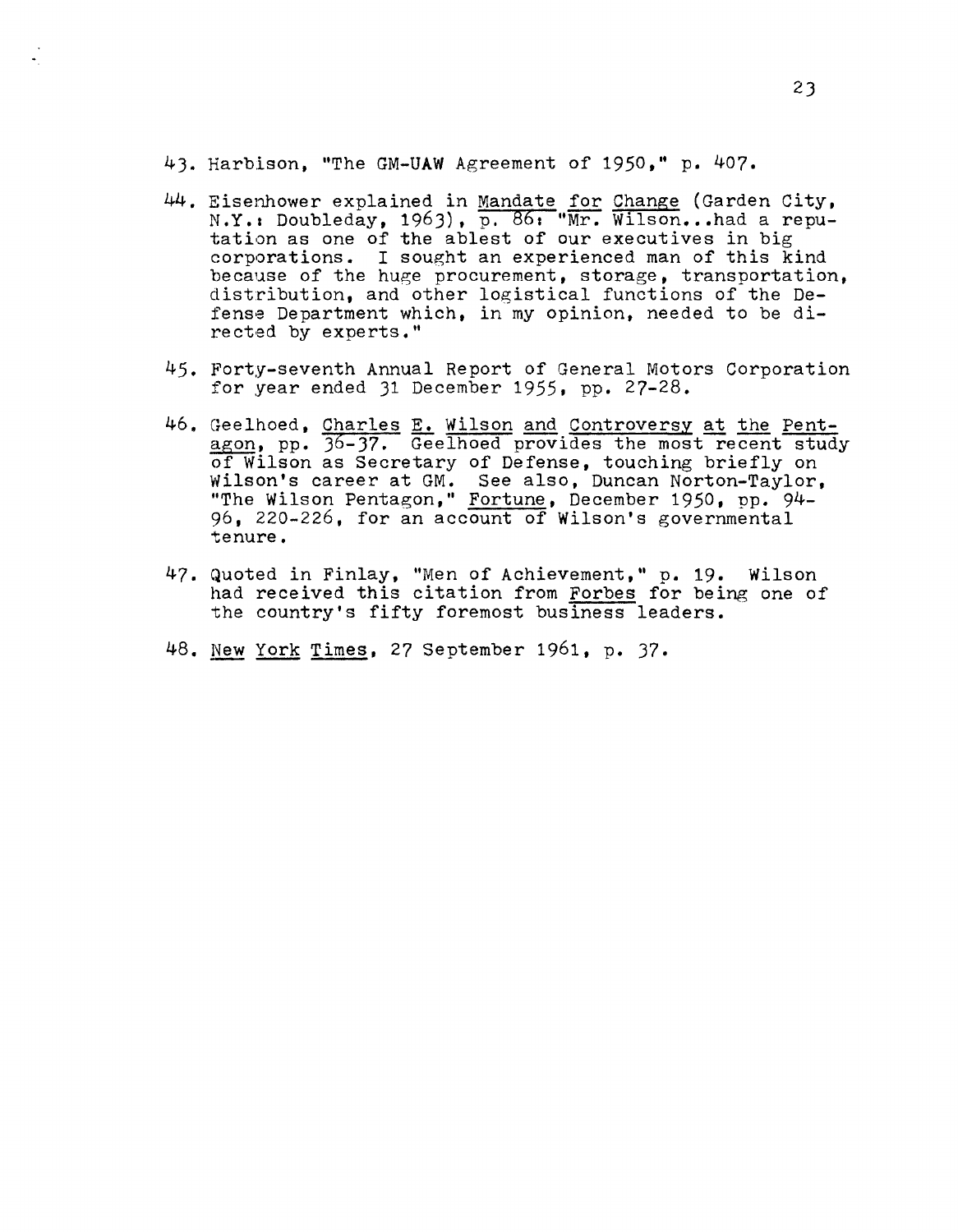43. Harbison, "The GM-UAW Agreement of 1950," p. 407.

44. Eisenhower explained in _Mandate for Change_ (Garden City, N.Y.: Doubleday, 1963), p. 86: "Mr. Wilson...had a reputation as one of the ablest of our executives in big corporations. I sought an experienced man of this kind because of the huge procurement, storage, transportation, distribution, and other logistical functions of the Defense Department which, in my opinion, needed to be directed by experts."

45. Forty-seventh Annual Report of General Motors Corporation for year ended 31 December 1955, pp. 27-28.

46. Geelhoed, _Charles E. Wilson and Controversy at the Pentagon_, pp. 36-37. Geelhoed provides the most recent study of Wilson as Secretary of Defense, touching briefly on Wilson's career at GM. See also, Duncan Norton-Taylor, "The Wilson Pentagon," _Fortune_, December 1950, pp. 94-96, 220-226, for an account of Wilson's governmental tenure.

47. Quoted in Finlay, "Men of Achievement," p. 19. Wilson had received this citation from _Forbes_ for being one of the country's fifty foremost business leaders.

48. _New York Times_, 27 September 1961, p. 37.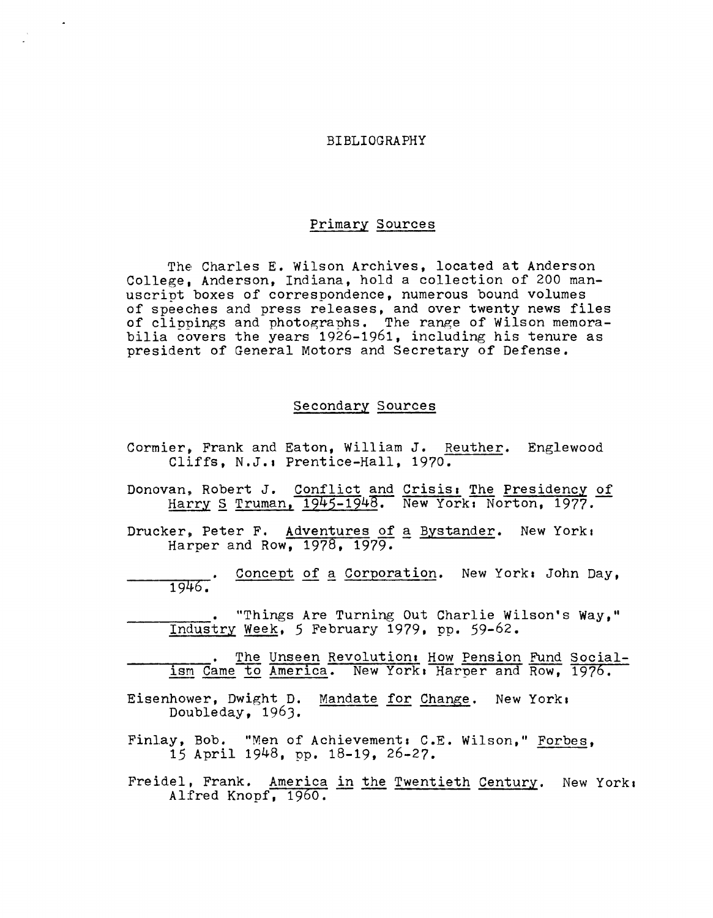# BIBLIOGRAPHY

## Primary Sources

The Charles E. Wilson Archives, located at Anderson College, Anderson, Indiana, hold a collection of 200 manuscript boxes of correspondence, numerous bound volumes of speeches and press releases, and over twenty news files of clippings and photographs. The range of Wilson memorabilia covers the years 1926-1961, including his tenure as president of General Motors and Secretary of Defense.

## Secondary Sources

Cormier, Frank and Eaton, William J. Reuther. Englewood Cliffs, N.J.: Prentice-Hall, 1970.

Donovan, Robert J. Conflict and Crisis: The Presidency of Harry S Truman, 1945-1948. New York: Norton, 1977.

Drucker, Peter F. Adventures of a Bystander. New York: Harper and Row, 1978, 1979.

_________. Concept of a Corporation. New York: John Day, 1946.

_________. "Things Are Turning Out Charlie Wilson's Way," Industry Week, 5 February 1979, pp. 59-62.

_________. The Unseen Revolution: How Pension Fund Socialism Came to America. New York: Harper and Row, 1976.

Eisenhower, Dwight D. Mandate for Change. New York: Doubleday, 1963.

Finlay, Bob. "Men of Achievement: C.E. Wilson," Forbes, 15 April 1948, pp. 18-19, 26-27.

Freidel, Frank. America in the Twentieth Century. New York: Alfred Knopf, 1960.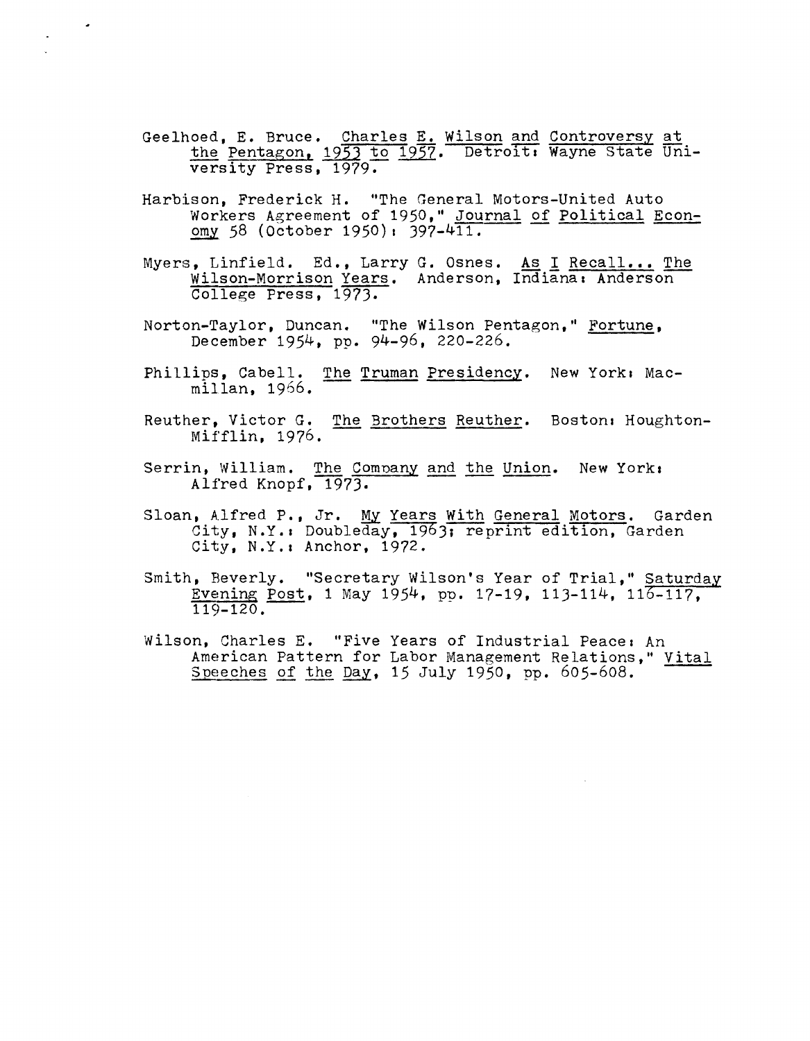Geelhoed, E. Bruce. _Charles E. Wilson and Controversy at the Pentagon, 1953 to 1957._ Detroit: Wayne State University Press, 1979.

Harbison, Frederick H. "The General Motors-United Auto Workers Agreement of 1950," _Journal of Political Economy_ 58 (October 1950): 397-411.

Myers, Linfield. Ed., Larry G. Osnes. _As I Recall... The Wilson-Morrison Years._ Anderson, Indiana: Anderson College Press, 1973.

Norton-Taylor, Duncan. "The Wilson Pentagon," _Fortune_, December 1954, pp. 94-96, 220-226.

Phillips, Cabell. _The Truman Presidency._ New York: Macmillan, 1966.

Reuther, Victor G. _The Brothers Reuther._ Boston: Houghton-Mifflin, 1976.

Serrin, William. _The Company and the Union._ New York: Alfred Knopf, 1973.

Sloan, Alfred P., Jr. _My Years With General Motors._ Garden City, N.Y.: Doubleday, 1963; reprint edition, Garden City, N.Y.: Anchor, 1972.

Smith, Beverly. "Secretary Wilson's Year of Trial," _Saturday Evening Post_, 1 May 1954, pp. 17-19, 113-114, 116-117, 119-120.

Wilson, Charles E. "Five Years of Industrial Peace: An American Pattern for Labor Management Relations," _Vital Speeches of the Day_, 15 July 1950, pp. 605-608.